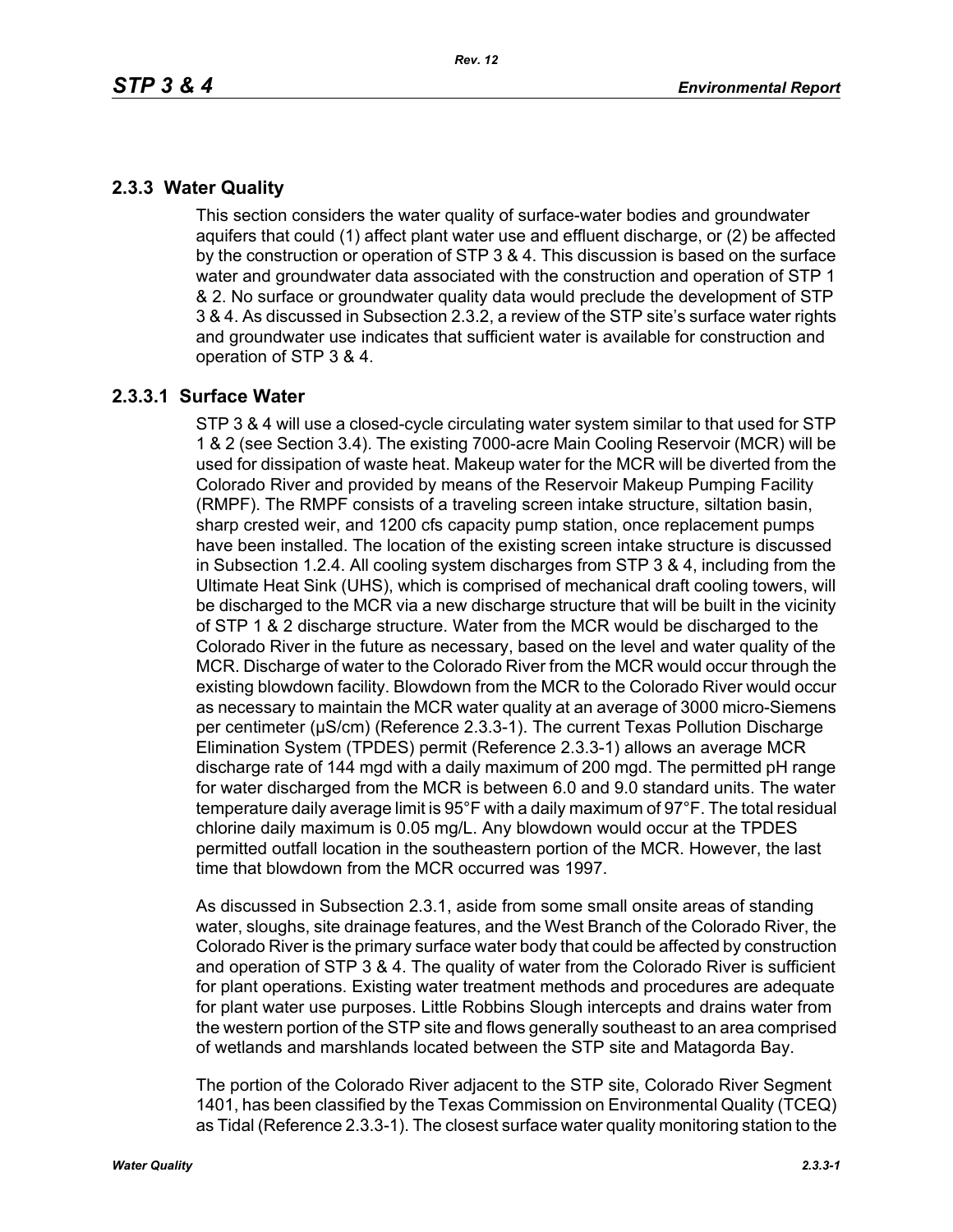## 2.3.3 Water Quality

This section considers the water quality of surface-water bodies and groundwater aquifers that could (1) affect plant water use and effluent discharge, or (2) be affected by the construction or operation of STP 3 & 4. This discussion is based on the surface water and groundwater data associated with the construction and operation of STP 1 & 2. No surface or groundwater quality data would preclude the development of STP 3 & 4. As discussed in Subsection 2.3.2, a review of the STP site's surface water rights and groundwater use indicates that sufficient water is available for construction and operation of STP 3 & 4.

### 2.3.3.1 Surface Water

STP 3 & 4 will use a closed-cycle circulating water system similar to that used for STP 1 & 2 (see Section 3.4). The existing 7000-acre Main Cooling Reservoir (MCR) will be used for dissipation of waste heat. Makeup water for the MCR will be diverted from the Colorado River and provided by means of the Reservoir Makeup Pumping Facility (RMPF). The RMPF consists of a traveling screen intake structure, siltation basin, sharp crested weir, and 1200 cfs capacity pump station, once replacement pumps have been installed. The location of the existing screen intake structure is discussed in Subsection 1.2.4. All cooling system discharges from STP 3 & 4, including from the Ultimate Heat Sink (UHS), which is comprised of mechanical draft cooling towers, will be discharged to the MCR via a new discharge structure that will be built in the vicinity of STP 1 & 2 discharge structure. Water from the MCR would be discharged to the Colorado River in the future as necessary, based on the level and water quality of the MCR. Discharge of water to the Colorado River from the MCR would occur through the existing blowdown facility. Blowdown from the MCR to the Colorado River would occur as necessary to maintain the MCR water quality at an average of 3000 micro-Siemens per centimeter (μS/cm) (Reference 2.3.3-1). The current Texas Pollution Discharge Elimination System (TPDES) permit (Reference 2.3.3-1) allows an average MCR discharge rate of 144 mgd with a daily maximum of 200 mgd. The permitted pH range for water discharged from the MCR is between 6.0 and 9.0 standard units. The water temperature daily average limit is 95°F with a daily maximum of 97°F. The total residual chlorine daily maximum is 0.05 mg/L. Any blowdown would occur at the TPDES permitted outfall location in the southeastern portion of the MCR. However, the last time that blowdown from the MCR occurred was 1997.

As discussed in Subsection 2.3.1, aside from some small onsite areas of standing water, sloughs, site drainage features, and the West Branch of the Colorado River, the Colorado River is the primary surface water body that could be affected by construction and operation of STP 3 & 4. The quality of water from the Colorado River is sufficient for plant operations. Existing water treatment methods and procedures are adequate for plant water use purposes. Little Robbins Slough intercepts and drains water from the western portion of the STP site and flows generally southeast to an area comprised of wetlands and marshlands located between the STP site and Matagorda Bay.

The portion of the Colorado River adjacent to the STP site, Colorado River Segment 1401, has been classified by the Texas Commission on Environmental Quality (TCEQ) as Tidal (Reference 2.3.3-1). The closest surface water quality monitoring station to the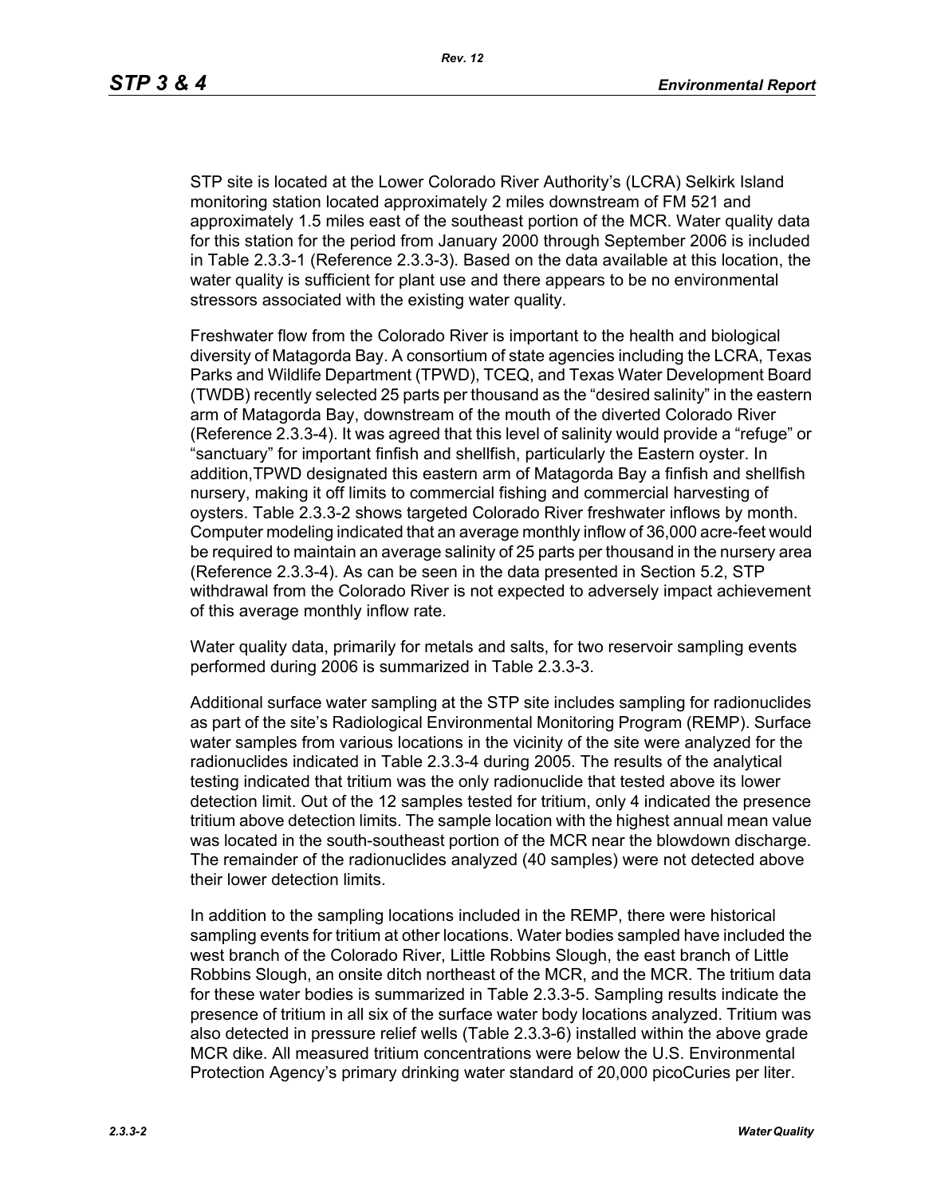STP site is located at the Lower Colorado River Authority's (LCRA) Selkirk Island monitoring station located approximately 2 miles downstream of FM 521 and approximately 1.5 miles east of the southeast portion of the MCR. Water quality data for this station for the period from January 2000 through September 2006 is included in Table 2.3.3-1 (Reference 2.3.3-3). Based on the data available at this location, the water quality is sufficient for plant use and there appears to be no environmental stressors associated with the existing water quality.

Freshwater flow from the Colorado River is important to the health and biological diversity of Matagorda Bay. A consortium of state agencies including the LCRA, Texas Parks and Wildlife Department (TPWD), TCEQ, and Texas Water Development Board (TWDB) recently selected 25 parts per thousand as the "desired salinity" in the eastern arm of Matagorda Bay, downstream of the mouth of the diverted Colorado River (Reference 2.3.3-4). It was agreed that this level of salinity would provide a "refuge" or "sanctuary" for important finfish and shellfish, particularly the Eastern oyster. In addition,TPWD designated this eastern arm of Matagorda Bay a finfish and shellfish nursery, making it off limits to commercial fishing and commercial harvesting of oysters. Table 2.3.3-2 shows targeted Colorado River freshwater inflows by month. Computer modeling indicated that an average monthly inflow of 36,000 acre-feet would be required to maintain an average salinity of 25 parts per thousand in the nursery area (Reference 2.3.3-4). As can be seen in the data presented in Section 5.2, STP withdrawal from the Colorado River is not expected to adversely impact achievement of this average monthly inflow rate.

Water quality data, primarily for metals and salts, for two reservoir sampling events performed during 2006 is summarized in Table 2.3.3-3.

Additional surface water sampling at the STP site includes sampling for radionuclides as part of the site's Radiological Environmental Monitoring Program (REMP). Surface water samples from various locations in the vicinity of the site were analyzed for the radionuclides indicated in Table 2.3.3-4 during 2005. The results of the analytical testing indicated that tritium was the only radionuclide that tested above its lower detection limit. Out of the 12 samples tested for tritium, only 4 indicated the presence tritium above detection limits. The sample location with the highest annual mean value was located in the south-southeast portion of the MCR near the blowdown discharge. The remainder of the radionuclides analyzed (40 samples) were not detected above their lower detection limits.

In addition to the sampling locations included in the REMP, there were historical sampling events for tritium at other locations. Water bodies sampled have included the west branch of the Colorado River, Little Robbins Slough, the east branch of Little Robbins Slough, an onsite ditch northeast of the MCR, and the MCR. The tritium data for these water bodies is summarized in Table 2.3.3-5. Sampling results indicate the presence of tritium in all six of the surface water body locations analyzed. Tritium was also detected in pressure relief wells (Table 2.3.3-6) installed within the above grade MCR dike. All measured tritium concentrations were below the U.S. Environmental Protection Agency's primary drinking water standard of 20,000 picoCuries per liter.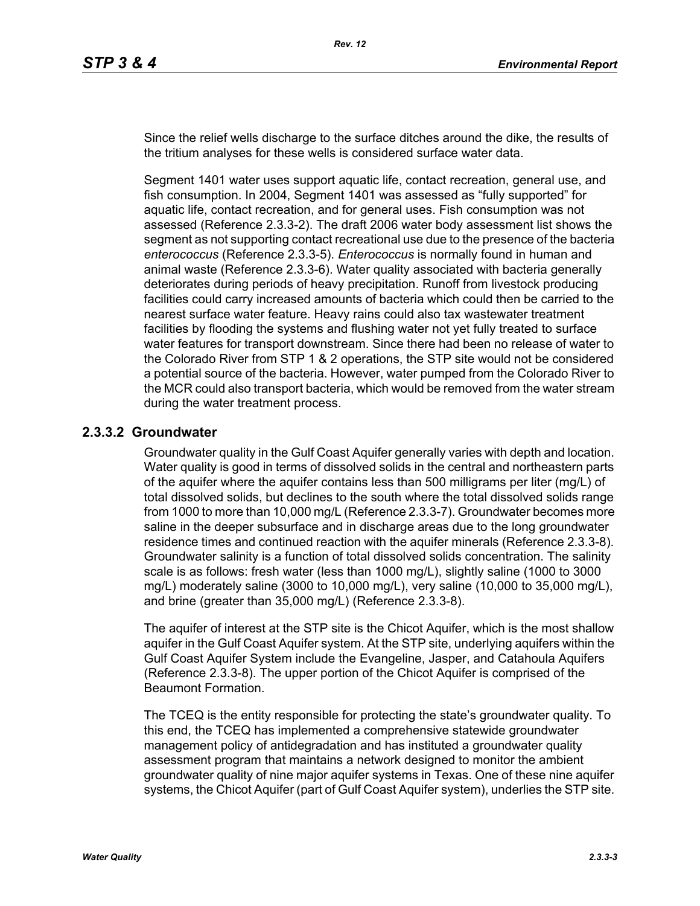Since the relief wells discharge to the surface ditches around the dike, the results of the tritium analyses for these wells is considered surface water data.

Segment 1401 water uses support aquatic life, contact recreation, general use, and fish consumption. In 2004, Segment 1401 was assessed as "fully supported" for aquatic life, contact recreation, and for general uses. Fish consumption was not assessed (Reference 2.3.3-2). The draft 2006 water body assessment list shows the segment as not supporting contact recreational use due to the presence of the bacteria *enterococcus* (Reference 2.3.3-5). *Enterococcus* is normally found in human and animal waste (Reference 2.3.3-6). Water quality associated with bacteria generally deteriorates during periods of heavy precipitation. Runoff from livestock producing facilities could carry increased amounts of bacteria which could then be carried to the nearest surface water feature. Heavy rains could also tax wastewater treatment facilities by flooding the systems and flushing water not yet fully treated to surface water features for transport downstream. Since there had been no release of water to the Colorado River from STP 1 & 2 operations, the STP site would not be considered a potential source of the bacteria. However, water pumped from the Colorado River to the MCR could also transport bacteria, which would be removed from the water stream during the water treatment process.

### 2.3.3.2 Groundwater

Groundwater quality in the Gulf Coast Aquifer generally varies with depth and location. Water quality is good in terms of dissolved solids in the central and northeastern parts of the aquifer where the aquifer contains less than 500 milligrams per liter (mg/L) of total dissolved solids, but declines to the south where the total dissolved solids range from 1000 to more than 10,000 mg/L (Reference 2.3.3-7). Groundwater becomes more saline in the deeper subsurface and in discharge areas due to the long groundwater residence times and continued reaction with the aquifer minerals (Reference 2.3.3-8). Groundwater salinity is a function of total dissolved solids concentration. The salinity scale is as follows: fresh water (less than 1000 mg/L), slightly saline (1000 to 3000 mg/L) moderately saline (3000 to 10,000 mg/L), very saline (10,000 to 35,000 mg/L), and brine (greater than 35,000 mg/L) (Reference 2.3.3-8).

The aquifer of interest at the STP site is the Chicot Aquifer, which is the most shallow aquifer in the Gulf Coast Aquifer system. At the STP site, underlying aquifers within the Gulf Coast Aquifer System include the Evangeline, Jasper, and Catahoula Aquifers (Reference 2.3.3-8). The upper portion of the Chicot Aquifer is comprised of the Beaumont Formation.

The TCEQ is the entity responsible for protecting the state's groundwater quality. To this end, the TCEQ has implemented a comprehensive statewide groundwater management policy of antidegradation and has instituted a groundwater quality assessment program that maintains a network designed to monitor the ambient groundwater quality of nine major aquifer systems in Texas. One of these nine aquifer systems, the Chicot Aquifer (part of Gulf Coast Aquifer system), underlies the STP site.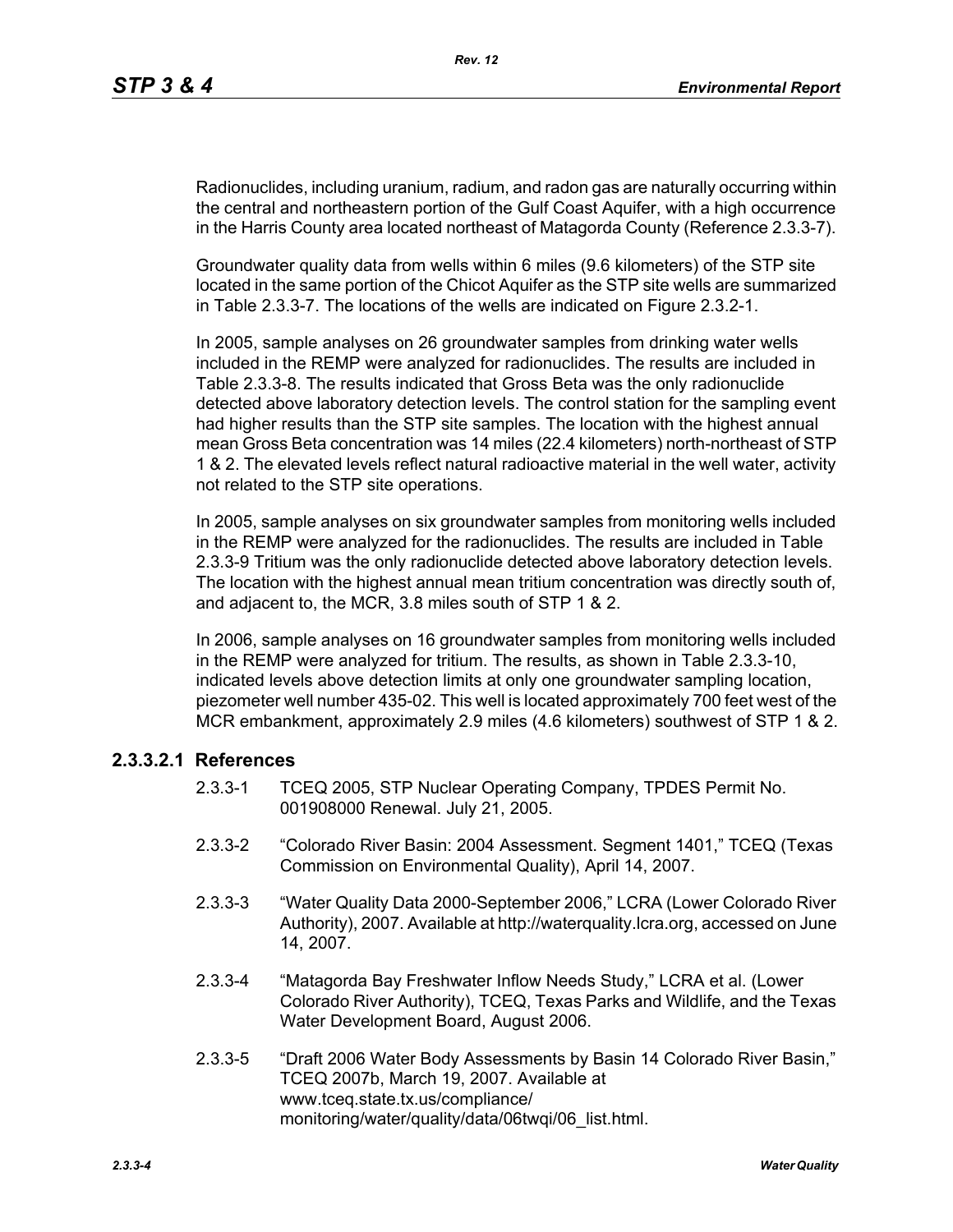Radionuclides, including uranium, radium, and radon gas are naturally occurring within the central and northeastern portion of the Gulf Coast Aquifer, with a high occurrence in the Harris County area located northeast of Matagorda County (Reference 2.3.3-7).

Groundwater quality data from wells within 6 miles (9.6 kilometers) of the STP site located in the same portion of the Chicot Aquifer as the STP site wells are summarized in Table 2.3.3-7. The locations of the wells are indicated on Figure 2.3.2-1.

In 2005, sample analyses on 26 groundwater samples from drinking water wells included in the REMP were analyzed for radionuclides. The results are included in Table 2.3.3-8. The results indicated that Gross Beta was the only radionuclide detected above laboratory detection levels. The control station for the sampling event had higher results than the STP site samples. The location with the highest annual mean Gross Beta concentration was 14 miles (22.4 kilometers) north-northeast of STP 1 & 2. The elevated levels reflect natural radioactive material in the well water, activity not related to the STP site operations.

In 2005, sample analyses on six groundwater samples from monitoring wells included in the REMP were analyzed for the radionuclides. The results are included in Table 2.3.3-9 Tritium was the only radionuclide detected above laboratory detection levels. The location with the highest annual mean tritium concentration was directly south of, and adjacent to, the MCR, 3.8 miles south of STP 1 & 2.

In 2006, sample analyses on 16 groundwater samples from monitoring wells included in the REMP were analyzed for tritium. The results, as shown in Table 2.3.3-10, indicated levels above detection limits at only one groundwater sampling location, piezometer well number 435-02. This well is located approximately 700 feet west of the MCR embankment, approximately 2.9 miles (4.6 kilometers) southwest of STP 1 & 2.

### 2.3.3.2.1 References

2.3.3-1 TCEQ 2005, STP Nuclear Operating Company, TPDES Permit No. 001908000 Renewal. July 21, 2005.

2.3.3-2 "Colorado River Basin: 2004 Assessment. Segment 1401," TCEQ (Texas Commission on Environmental Quality), April 14, 2007.

2.3.3-3 "Water Quality Data 2000-September 2006," LCRA (Lower Colorado River Authority), 2007. Available at http://waterquality.lcra.org, accessed on June 14, 2007.

2.3.3-4 "Matagorda Bay Freshwater Inflow Needs Study," LCRA et al. (Lower Colorado River Authority), TCEQ, Texas Parks and Wildlife, and the Texas Water Development Board, August 2006.

2.3.3-5 "Draft 2006 Water Body Assessments by Basin 14 Colorado River Basin," TCEQ 2007b, March 19, 2007. Available at www.tceq.state.tx.us/compliance/monitoring/water/quality/data/06twqi/06_list.html.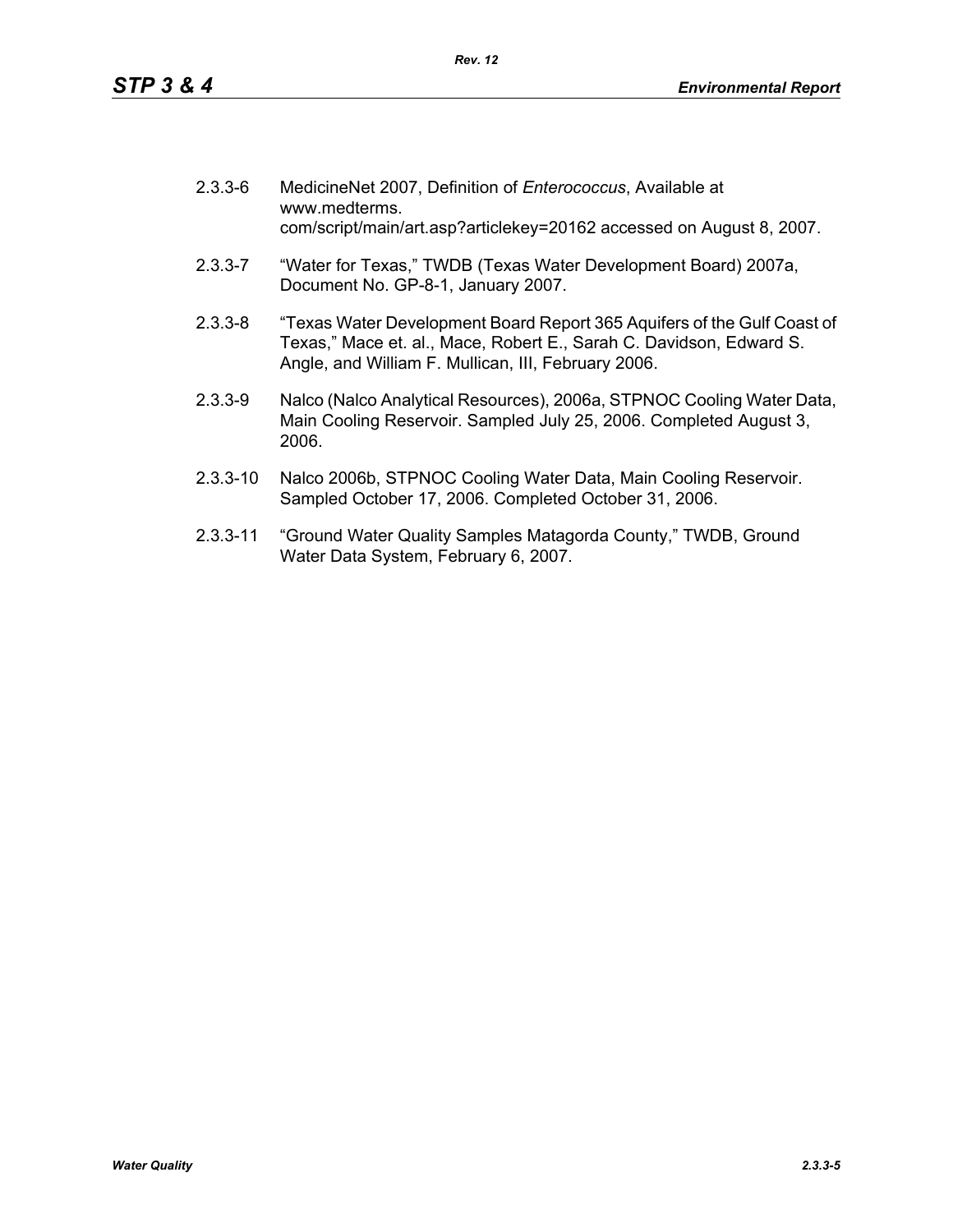2.3.3-6 MedicineNet 2007, Definition of *Enterococcus*, Available at www.medterms. com/script/main/art.asp?articlekey=20162 accessed on August 8, 2007.

2.3.3-7 "Water for Texas," TWDB (Texas Water Development Board) 2007a, Document No. GP-8-1, January 2007.

2.3.3-8 "Texas Water Development Board Report 365 Aquifers of the Gulf Coast of Texas," Mace et. al., Mace, Robert E., Sarah C. Davidson, Edward S. Angle, and William F. Mullican, III, February 2006.

2.3.3-9 Nalco (Nalco Analytical Resources), 2006a, STPNOC Cooling Water Data, Main Cooling Reservoir. Sampled July 25, 2006. Completed August 3, 2006.

2.3.3-10 Nalco 2006b, STPNOC Cooling Water Data, Main Cooling Reservoir. Sampled October 17, 2006. Completed October 31, 2006.

2.3.3-11 "Ground Water Quality Samples Matagorda County," TWDB, Ground Water Data System, February 6, 2007.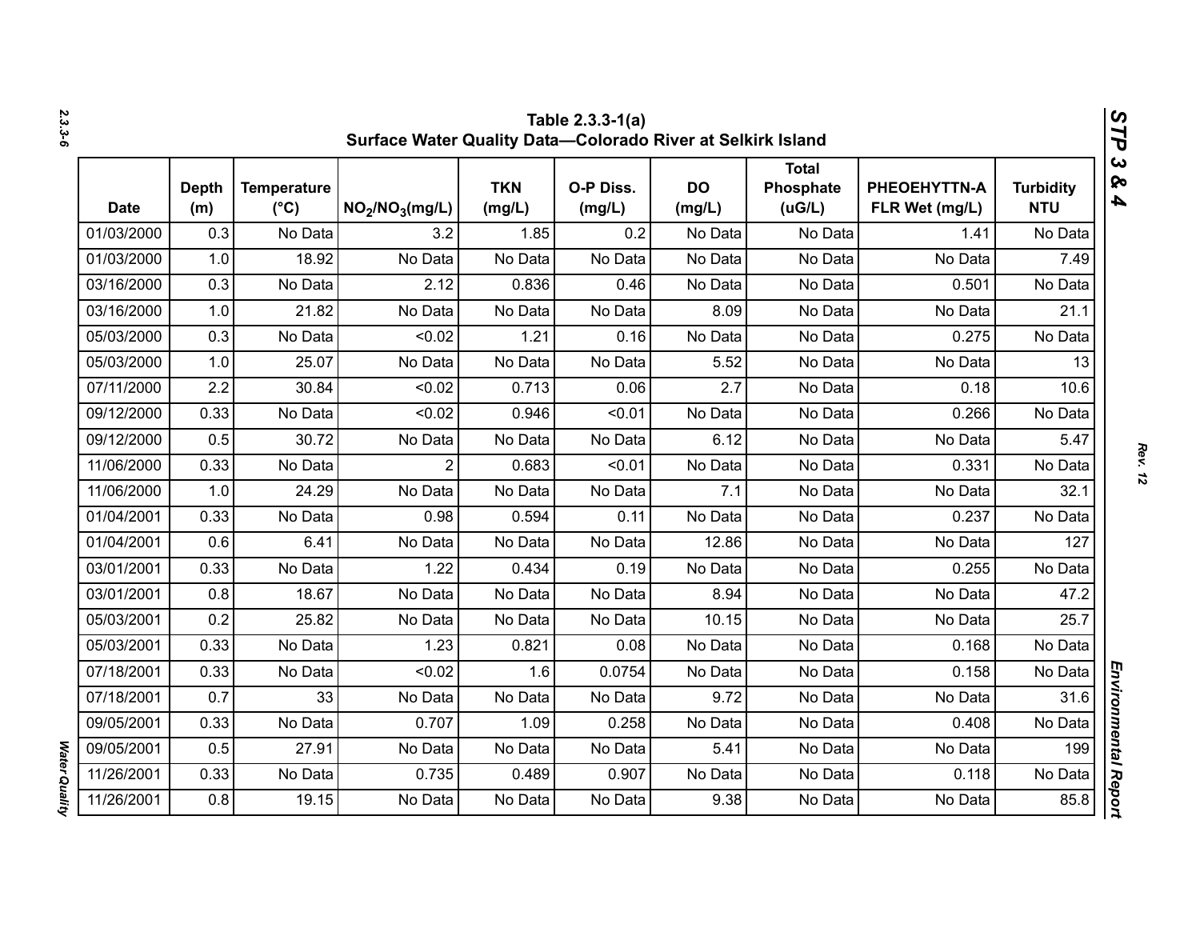**Table 2.3.3-1(a)**
**Surface Water Quality Data—Colorado River at Selkirk Island**

| Date | Depth (m) | Temperature (°C) | $NO_2/NO_3$(mg/L) | TKN (mg/L) | O-P Diss. (mg/L) | DO (mg/L) | Total Phosphate (uG/L) | PHEOEHYTTN-A FLR Wet (mg/L) | Turbidity NTU |
|---|---|---|---|---|---|---|---|---|---|
| 01/03/2000 | 0.3 | No Data | 3.2 | 1.85 | 0.2 | No Data | No Data | 1.41 | No Data |
| 01/03/2000 | 1.0 | 18.92 | No Data | No Data | No Data | No Data | No Data | No Data | 7.49 |
| 03/16/2000 | 0.3 | No Data | 2.12 | 0.836 | 0.46 | No Data | No Data | 0.501 | No Data |
| 03/16/2000 | 1.0 | 21.82 | No Data | No Data | No Data | 8.09 | No Data | No Data | 21.1 |
| 05/03/2000 | 0.3 | No Data | <0.02 | 1.21 | 0.16 | No Data | No Data | 0.275 | No Data |
| 05/03/2000 | 1.0 | 25.07 | No Data | No Data | No Data | 5.52 | No Data | No Data | 13 |
| 07/11/2000 | 2.2 | 30.84 | <0.02 | 0.713 | 0.06 | 2.7 | No Data | 0.18 | 10.6 |
| 09/12/2000 | 0.33 | No Data | <0.02 | 0.946 | <0.01 | No Data | No Data | 0.266 | No Data |
| 09/12/2000 | 0.5 | 30.72 | No Data | No Data | No Data | 6.12 | No Data | No Data | 5.47 |
| 11/06/2000 | 0.33 | No Data | 2 | 0.683 | <0.01 | No Data | No Data | 0.331 | No Data |
| 11/06/2000 | 1.0 | 24.29 | No Data | No Data | No Data | 7.1 | No Data | No Data | 32.1 |
| 01/04/2001 | 0.33 | No Data | 0.98 | 0.594 | 0.11 | No Data | No Data | 0.237 | No Data |
| 01/04/2001 | 0.6 | 6.41 | No Data | No Data | No Data | 12.86 | No Data | No Data | 127 |
| 03/01/2001 | 0.33 | No Data | 1.22 | 0.434 | 0.19 | No Data | No Data | 0.255 | No Data |
| 03/01/2001 | 0.8 | 18.67 | No Data | No Data | No Data | 8.94 | No Data | No Data | 47.2 |
| 05/03/2001 | 0.2 | 25.82 | No Data | No Data | No Data | 10.15 | No Data | No Data | 25.7 |
| 05/03/2001 | 0.33 | No Data | 1.23 | 0.821 | 0.08 | No Data | No Data | 0.168 | No Data |
| 07/18/2001 | 0.33 | No Data | <0.02 | 1.6 | 0.0754 | No Data | No Data | 0.158 | No Data |
| 07/18/2001 | 0.7 | 33 | No Data | No Data | No Data | 9.72 | No Data | No Data | 31.6 |
| 09/05/2001 | 0.33 | No Data | 0.707 | 1.09 | 0.258 | No Data | No Data | 0.408 | No Data |
| 09/05/2001 | 0.5 | 27.91 | No Data | No Data | No Data | 5.41 | No Data | No Data | 199 |
| 11/26/2001 | 0.33 | No Data | 0.735 | 0.489 | 0.907 | No Data | No Data | 0.118 | No Data |
| 11/26/2001 | 0.8 | 19.15 | No Data | No Data | No Data | 9.38 | No Data | No Data | 85.8 |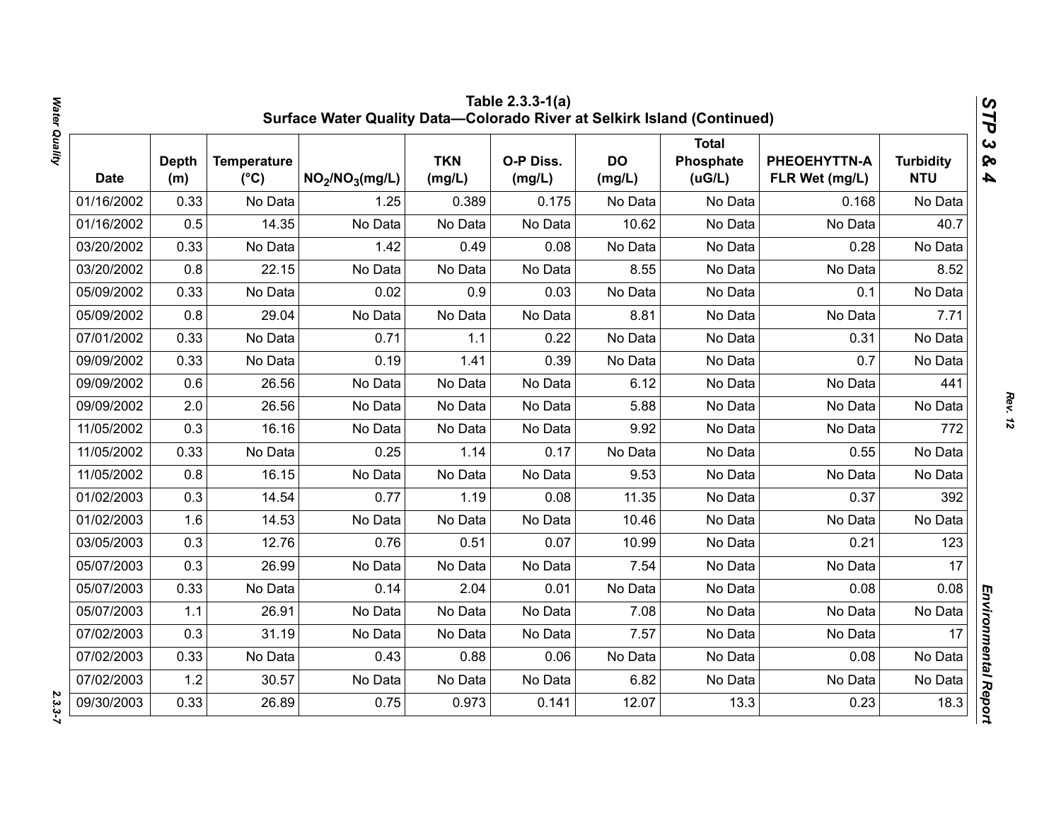**Table 2.3.3-1(a)
Surface Water Quality Data—Colorado River at Selkirk Island (Continued)**

| Date | Depth (m) | Temperature (°C) | $NO_2/NO_3$(mg/L) | TKN (mg/L) | O-P Diss. (mg/L) | DO (mg/L) | Total Phosphate (uG/L) | PHEOEHYTTN-A FLR Wet (mg/L) | Turbidity NTU |
|---|---|---|---|---|---|---|---|---|---|
| 01/16/2002 | 0.33 | No Data | 1.25 | 0.389 | 0.175 | No Data | No Data | 0.168 | No Data |
| 01/16/2002 | 0.5 | 14.35 | No Data | No Data | No Data | 10.62 | No Data | No Data | 40.7 |
| 03/20/2002 | 0.33 | No Data | 1.42 | 0.49 | 0.08 | No Data | No Data | 0.28 | No Data |
| 03/20/2002 | 0.8 | 22.15 | No Data | No Data | No Data | 8.55 | No Data | No Data | 8.52 |
| 05/09/2002 | 0.33 | No Data | 0.02 | 0.9 | 0.03 | No Data | No Data | 0.1 | No Data |
| 05/09/2002 | 0.8 | 29.04 | No Data | No Data | No Data | 8.81 | No Data | No Data | 7.71 |
| 07/01/2002 | 0.33 | No Data | 0.71 | 1.1 | 0.22 | No Data | No Data | 0.31 | No Data |
| 09/09/2002 | 0.33 | No Data | 0.19 | 1.41 | 0.39 | No Data | No Data | 0.7 | No Data |
| 09/09/2002 | 0.6 | 26.56 | No Data | No Data | No Data | 6.12 | No Data | No Data | 441 |
| 09/09/2002 | 2.0 | 26.56 | No Data | No Data | No Data | 5.88 | No Data | No Data | No Data |
| 11/05/2002 | 0.3 | 16.16 | No Data | No Data | No Data | 9.92 | No Data | No Data | 772 |
| 11/05/2002 | 0.33 | No Data | 0.25 | 1.14 | 0.17 | No Data | No Data | 0.55 | No Data |
| 11/05/2002 | 0.8 | 16.15 | No Data | No Data | No Data | 9.53 | No Data | No Data | No Data |
| 01/02/2003 | 0.3 | 14.54 | 0.77 | 1.19 | 0.08 | 11.35 | No Data | 0.37 | 392 |
| 01/02/2003 | 1.6 | 14.53 | No Data | No Data | No Data | 10.46 | No Data | No Data | No Data |
| 03/05/2003 | 0.3 | 12.76 | 0.76 | 0.51 | 0.07 | 10.99 | No Data | 0.21 | 123 |
| 05/07/2003 | 0.3 | 26.99 | No Data | No Data | No Data | 7.54 | No Data | No Data | 17 |
| 05/07/2003 | 0.33 | No Data | 0.14 | 2.04 | 0.01 | No Data | No Data | 0.08 | 0.08 |
| 05/07/2003 | 1.1 | 26.91 | No Data | No Data | No Data | 7.08 | No Data | No Data | No Data |
| 07/02/2003 | 0.3 | 31.19 | No Data | No Data | No Data | 7.57 | No Data | No Data | 17 |
| 07/02/2003 | 0.33 | No Data | 0.43 | 0.88 | 0.06 | No Data | No Data | 0.08 | No Data |
| 07/02/2003 | 1.2 | 30.57 | No Data | No Data | No Data | 6.82 | No Data | No Data | No Data |
| 09/30/2003 | 0.33 | 26.89 | 0.75 | 0.973 | 0.141 | 12.07 | 13.3 | 0.23 | 18.3 |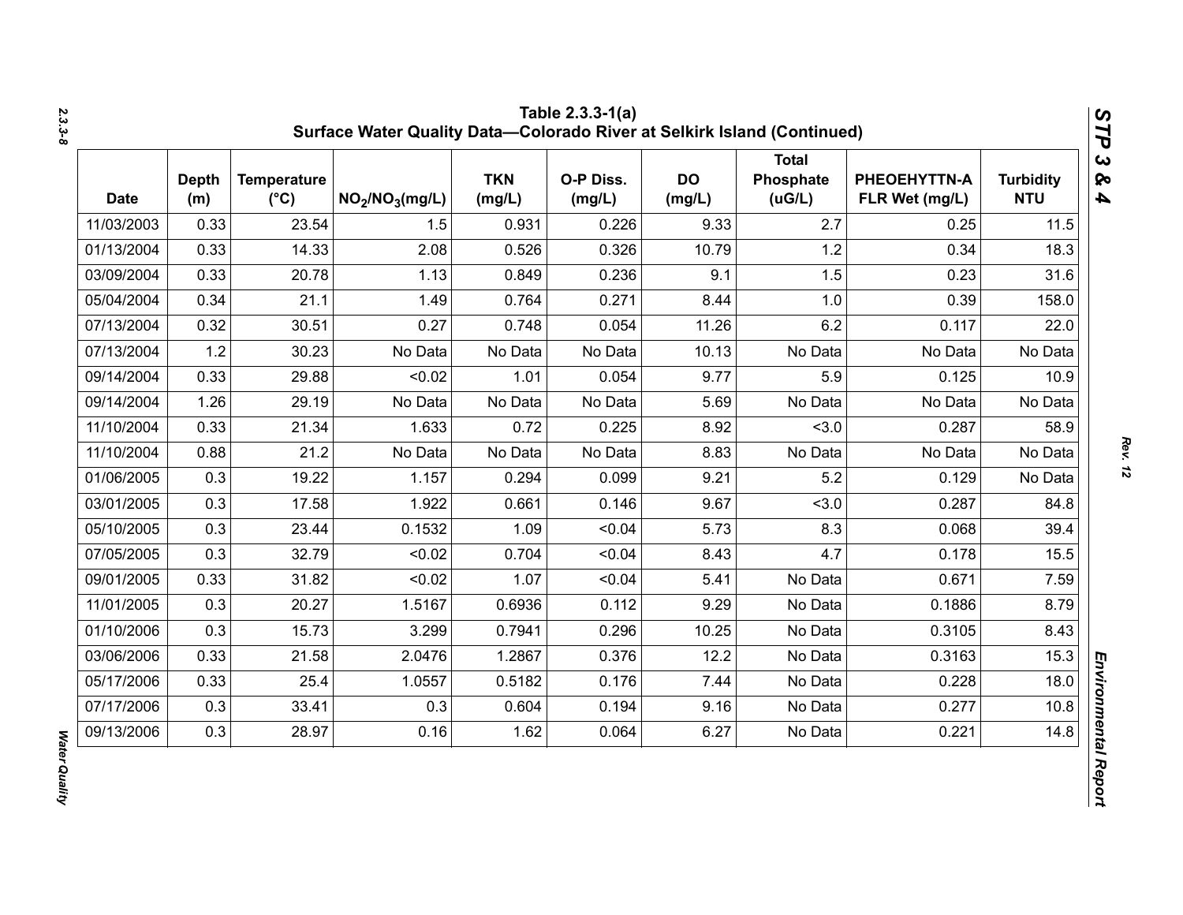# Table 2.3.3-1(a)
## Surface Water Quality Data—Colorado River at Selkirk Island (Continued)

| Date | Depth (m) | Temperature (°C) | $NO_2/NO_3$(mg/L) | TKN (mg/L) | O-P Diss. (mg/L) | DO (mg/L) | Total Phosphate (uG/L) | PHEOEHYTTN-A FLR Wet (mg/L) | Turbidity NTU |
|---|---|---|---|---|---|---|---|---|---|
| 11/03/2003 | 0.33 | 23.54 | 1.5 | 0.931 | 0.226 | 9.33 | 2.7 | 0.25 | 11.5 |
| 01/13/2004 | 0.33 | 14.33 | 2.08 | 0.526 | 0.326 | 10.79 | 1.2 | 0.34 | 18.3 |
| 03/09/2004 | 0.33 | 20.78 | 1.13 | 0.849 | 0.236 | 9.1 | 1.5 | 0.23 | 31.6 |
| 05/04/2004 | 0.34 | 21.1 | 1.49 | 0.764 | 0.271 | 8.44 | 1.0 | 0.39 | 158.0 |
| 07/13/2004 | 0.32 | 30.51 | 0.27 | 0.748 | 0.054 | 11.26 | 6.2 | 0.117 | 22.0 |
| 07/13/2004 | 1.2 | 30.23 | No Data | No Data | No Data | 10.13 | No Data | No Data | No Data |
| 09/14/2004 | 0.33 | 29.88 | <0.02 | 1.01 | 0.054 | 9.77 | 5.9 | 0.125 | 10.9 |
| 09/14/2004 | 1.26 | 29.19 | No Data | No Data | No Data | 5.69 | No Data | No Data | No Data |
| 11/10/2004 | 0.33 | 21.34 | 1.633 | 0.72 | 0.225 | 8.92 | <3.0 | 0.287 | 58.9 |
| 11/10/2004 | 0.88 | 21.2 | No Data | No Data | No Data | 8.83 | No Data | No Data | No Data |
| 01/06/2005 | 0.3 | 19.22 | 1.157 | 0.294 | 0.099 | 9.21 | 5.2 | 0.129 | No Data |
| 03/01/2005 | 0.3 | 17.58 | 1.922 | 0.661 | 0.146 | 9.67 | <3.0 | 0.287 | 84.8 |
| 05/10/2005 | 0.3 | 23.44 | 0.1532 | 1.09 | <0.04 | 5.73 | 8.3 | 0.068 | 39.4 |
| 07/05/2005 | 0.3 | 32.79 | <0.02 | 0.704 | <0.04 | 8.43 | 4.7 | 0.178 | 15.5 |
| 09/01/2005 | 0.33 | 31.82 | <0.02 | 1.07 | <0.04 | 5.41 | No Data | 0.671 | 7.59 |
| 11/01/2005 | 0.3 | 20.27 | 1.5167 | 0.6936 | 0.112 | 9.29 | No Data | 0.1886 | 8.79 |
| 01/10/2006 | 0.3 | 15.73 | 3.299 | 0.7941 | 0.296 | 10.25 | No Data | 0.3105 | 8.43 |
| 03/06/2006 | 0.33 | 21.58 | 2.0476 | 1.2867 | 0.376 | 12.2 | No Data | 0.3163 | 15.3 |
| 05/17/2006 | 0.33 | 25.4 | 1.0557 | 0.5182 | 0.176 | 7.44 | No Data | 0.228 | 18.0 |
| 07/17/2006 | 0.3 | 33.41 | 0.3 | 0.604 | 0.194 | 9.16 | No Data | 0.277 | 10.8 |
| 09/13/2006 | 0.3 | 28.97 | 0.16 | 1.62 | 0.064 | 6.27 | No Data | 0.221 | 14.8 |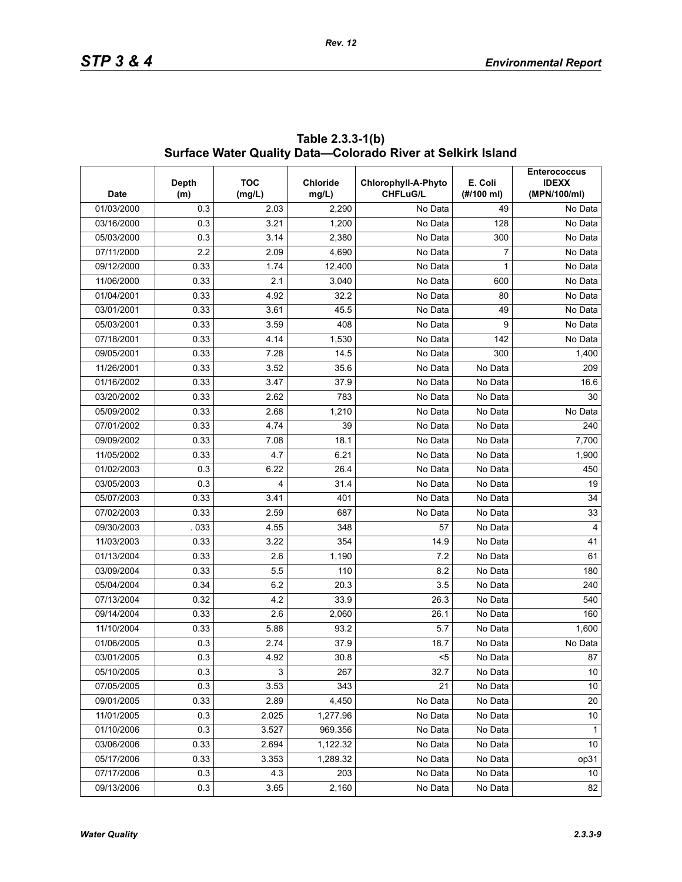**Table 2.3.3-1(b) Surface Water Quality Data—Colorado River at Selkirk Island**

| Date | Depth (m) | TOC (mg/L) | Chloride mg/L) | Chlorophyll-A-Phyto CHFLuG/L | E. Coli (#/100 ml) | Enterococcus IDEXX (MPN/100/ml) |
|---|---|---|---|---|---|---|
| 01/03/2000 | 0.3 | 2.03 | 2,290 | No Data | 49 | No Data |
| 03/16/2000 | 0.3 | 3.21 | 1,200 | No Data | 128 | No Data |
| 05/03/2000 | 0.3 | 3.14 | 2,380 | No Data | 300 | No Data |
| 07/11/2000 | 2.2 | 2.09 | 4,690 | No Data | 7 | No Data |
| 09/12/2000 | 0.33 | 1.74 | 12,400 | No Data | 1 | No Data |
| 11/06/2000 | 0.33 | 2.1 | 3,040 | No Data | 600 | No Data |
| 01/04/2001 | 0.33 | 4.92 | 32.2 | No Data | 80 | No Data |
| 03/01/2001 | 0.33 | 3.61 | 45.5 | No Data | 49 | No Data |
| 05/03/2001 | 0.33 | 3.59 | 408 | No Data | 9 | No Data |
| 07/18/2001 | 0.33 | 4.14 | 1,530 | No Data | 142 | No Data |
| 09/05/2001 | 0.33 | 7.28 | 14.5 | No Data | 300 | 1,400 |
| 11/26/2001 | 0.33 | 3.52 | 35.6 | No Data | No Data | 209 |
| 01/16/2002 | 0.33 | 3.47 | 37.9 | No Data | No Data | 16.6 |
| 03/20/2002 | 0.33 | 2.62 | 783 | No Data | No Data | 30 |
| 05/09/2002 | 0.33 | 2.68 | 1,210 | No Data | No Data | No Data |
| 07/01/2002 | 0.33 | 4.74 | 39 | No Data | No Data | 240 |
| 09/09/2002 | 0.33 | 7.08 | 18.1 | No Data | No Data | 7,700 |
| 11/05/2002 | 0.33 | 4.7 | 6.21 | No Data | No Data | 1,900 |
| 01/02/2003 | 0.3 | 6.22 | 26.4 | No Data | No Data | 450 |
| 03/05/2003 | 0.3 | 4 | 31.4 | No Data | No Data | 19 |
| 05/07/2003 | 0.33 | 3.41 | 401 | No Data | No Data | 34 |
| 07/02/2003 | 0.33 | 2.59 | 687 | No Data | No Data | 33 |
| 09/30/2003 | . 033 | 4.55 | 348 | 57 | No Data | 4 |
| 11/03/2003 | 0.33 | 3.22 | 354 | 14.9 | No Data | 41 |
| 01/13/2004 | 0.33 | 2.6 | 1,190 | 7.2 | No Data | 61 |
| 03/09/2004 | 0.33 | 5.5 | 110 | 8.2 | No Data | 180 |
| 05/04/2004 | 0.34 | 6.2 | 20.3 | 3.5 | No Data | 240 |
| 07/13/2004 | 0.32 | 4.2 | 33.9 | 26.3 | No Data | 540 |
| 09/14/2004 | 0.33 | 2.6 | 2,060 | 26.1 | No Data | 160 |
| 11/10/2004 | 0.33 | 5.88 | 93.2 | 5.7 | No Data | 1,600 |
| 01/06/2005 | 0.3 | 2.74 | 37.9 | 18.7 | No Data | No Data |
| 03/01/2005 | 0.3 | 4.92 | 30.8 | <5 | No Data | 87 |
| 05/10/2005 | 0.3 | 3 | 267 | 32.7 | No Data | 10 |
| 07/05/2005 | 0.3 | 3.53 | 343 | 21 | No Data | 10 |
| 09/01/2005 | 0.33 | 2.89 | 4,450 | No Data | No Data | 20 |
| 11/01/2005 | 0.3 | 2.025 | 1,277.96 | No Data | No Data | 10 |
| 01/10/2006 | 0.3 | 3.527 | 969.356 | No Data | No Data | 1 |
| 03/06/2006 | 0.33 | 2.694 | 1,122.32 | No Data | No Data | 10 |
| 05/17/2006 | 0.33 | 3.353 | 1,289.32 | No Data | No Data | op31 |
| 07/17/2006 | 0.3 | 4.3 | 203 | No Data | No Data | 10 |
| 09/13/2006 | 0.3 | 3.65 | 2,160 | No Data | No Data | 82 |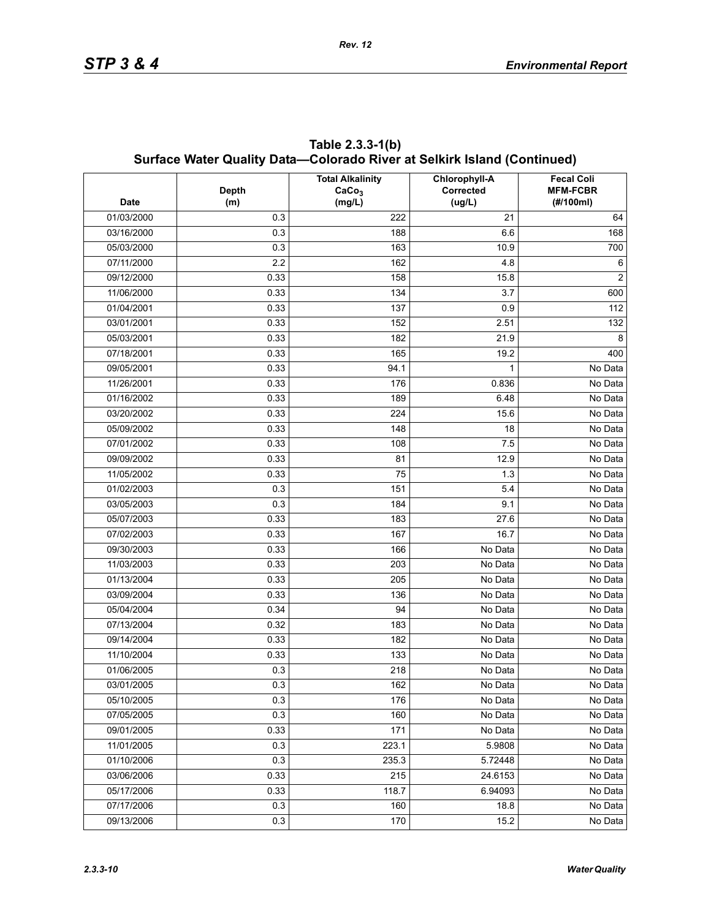# Table 2.3.3-1(b) Surface Water Quality Data—Colorado River at Selkirk Island (Continued)

| Date | Depth (m) | Total Alkalinity $CaCo_3$ (mg/L) | Chlorophyll-A Corrected (ug/L) | Fecal Coli MFM-FCBR (#/100ml) |
|---|---|---|---|---|
| 01/03/2000 | 0.3 | 222 | 21 | 64 |
| 03/16/2000 | 0.3 | 188 | 6.6 | 168 |
| 05/03/2000 | 0.3 | 163 | 10.9 | 700 |
| 07/11/2000 | 2.2 | 162 | 4.8 | 6 |
| 09/12/2000 | 0.33 | 158 | 15.8 | 2 |
| 11/06/2000 | 0.33 | 134 | 3.7 | 600 |
| 01/04/2001 | 0.33 | 137 | 0.9 | 112 |
| 03/01/2001 | 0.33 | 152 | 2.51 | 132 |
| 05/03/2001 | 0.33 | 182 | 21.9 | 8 |
| 07/18/2001 | 0.33 | 165 | 19.2 | 400 |
| 09/05/2001 | 0.33 | 94.1 | 1 | No Data |
| 11/26/2001 | 0.33 | 176 | 0.836 | No Data |
| 01/16/2002 | 0.33 | 189 | 6.48 | No Data |
| 03/20/2002 | 0.33 | 224 | 15.6 | No Data |
| 05/09/2002 | 0.33 | 148 | 18 | No Data |
| 07/01/2002 | 0.33 | 108 | 7.5 | No Data |
| 09/09/2002 | 0.33 | 81 | 12.9 | No Data |
| 11/05/2002 | 0.33 | 75 | 1.3 | No Data |
| 01/02/2003 | 0.3 | 151 | 5.4 | No Data |
| 03/05/2003 | 0.3 | 184 | 9.1 | No Data |
| 05/07/2003 | 0.33 | 183 | 27.6 | No Data |
| 07/02/2003 | 0.33 | 167 | 16.7 | No Data |
| 09/30/2003 | 0.33 | 166 | No Data | No Data |
| 11/03/2003 | 0.33 | 203 | No Data | No Data |
| 01/13/2004 | 0.33 | 205 | No Data | No Data |
| 03/09/2004 | 0.33 | 136 | No Data | No Data |
| 05/04/2004 | 0.34 | 94 | No Data | No Data |
| 07/13/2004 | 0.32 | 183 | No Data | No Data |
| 09/14/2004 | 0.33 | 182 | No Data | No Data |
| 11/10/2004 | 0.33 | 133 | No Data | No Data |
| 01/06/2005 | 0.3 | 218 | No Data | No Data |
| 03/01/2005 | 0.3 | 162 | No Data | No Data |
| 05/10/2005 | 0.3 | 176 | No Data | No Data |
| 07/05/2005 | 0.3 | 160 | No Data | No Data |
| 09/01/2005 | 0.33 | 171 | No Data | No Data |
| 11/01/2005 | 0.3 | 223.1 | 5.9808 | No Data |
| 01/10/2006 | 0.3 | 235.3 | 5.72448 | No Data |
| 03/06/2006 | 0.33 | 215 | 24.6153 | No Data |
| 05/17/2006 | 0.33 | 118.7 | 6.94093 | No Data |
| 07/17/2006 | 0.3 | 160 | 18.8 | No Data |
| 09/13/2006 | 0.3 | 170 | 15.2 | No Data |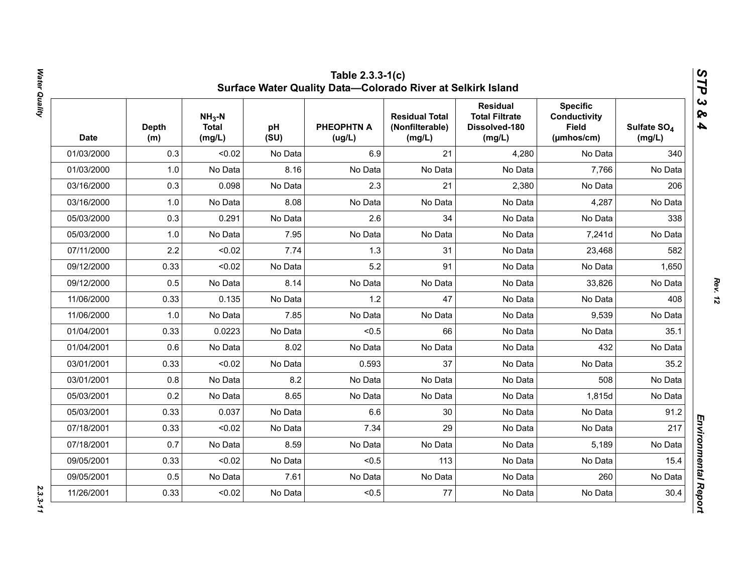## Table 2.3.3-1(c)
## Surface Water Quality Data—Colorado River at Selkirk Island

| Date | Depth (m) | $NH_3$-N Total (mg/L) | pH (SU) | PHEOPHTN A (ug/L) | Residual Total (Nonfilterable) (mg/L) | Residual Total Filtrate Dissolved-180 (mg/L) | Specific Conductivity Field (µmhos/cm) | Sulfate $SO_4$ (mg/L) |
|---|---|---|---|---|---|---|---|---|
| 01/03/2000 | 0.3 | <0.02 | No Data | 6.9 | 21 | 4,280 | No Data | 340 |
| 01/03/2000 | 1.0 | No Data | 8.16 | No Data | No Data | No Data | 7,766 | No Data |
| 03/16/2000 | 0.3 | 0.098 | No Data | 2.3 | 21 | 2,380 | No Data | 206 |
| 03/16/2000 | 1.0 | No Data | 8.08 | No Data | No Data | No Data | 4,287 | No Data |
| 05/03/2000 | 0.3 | 0.291 | No Data | 2.6 | 34 | No Data | No Data | 338 |
| 05/03/2000 | 1.0 | No Data | 7.95 | No Data | No Data | No Data | 7,241d | No Data |
| 07/11/2000 | 2.2 | <0.02 | 7.74 | 1.3 | 31 | No Data | 23,468 | 582 |
| 09/12/2000 | 0.33 | <0.02 | No Data | 5.2 | 91 | No Data | No Data | 1,650 |
| 09/12/2000 | 0.5 | No Data | 8.14 | No Data | No Data | No Data | 33,826 | No Data |
| 11/06/2000 | 0.33 | 0.135 | No Data | 1.2 | 47 | No Data | No Data | 408 |
| 11/06/2000 | 1.0 | No Data | 7.85 | No Data | No Data | No Data | 9,539 | No Data |
| 01/04/2001 | 0.33 | 0.0223 | No Data | <0.5 | 66 | No Data | No Data | 35.1 |
| 01/04/2001 | 0.6 | No Data | 8.02 | No Data | No Data | No Data | 432 | No Data |
| 03/01/2001 | 0.33 | <0.02 | No Data | 0.593 | 37 | No Data | No Data | 35.2 |
| 03/01/2001 | 0.8 | No Data | 8.2 | No Data | No Data | No Data | 508 | No Data |
| 05/03/2001 | 0.2 | No Data | 8.65 | No Data | No Data | No Data | 1,815d | No Data |
| 05/03/2001 | 0.33 | 0.037 | No Data | 6.6 | 30 | No Data | No Data | 91.2 |
| 07/18/2001 | 0.33 | <0.02 | No Data | 7.34 | 29 | No Data | No Data | 217 |
| 07/18/2001 | 0.7 | No Data | 8.59 | No Data | No Data | No Data | 5,189 | No Data |
| 09/05/2001 | 0.33 | <0.02 | No Data | <0.5 | 113 | No Data | No Data | 15.4 |
| 09/05/2001 | 0.5 | No Data | 7.61 | No Data | No Data | No Data | 260 | No Data |
| 11/26/2001 | 0.33 | <0.02 | No Data | <0.5 | 77 | No Data | No Data | 30.4 |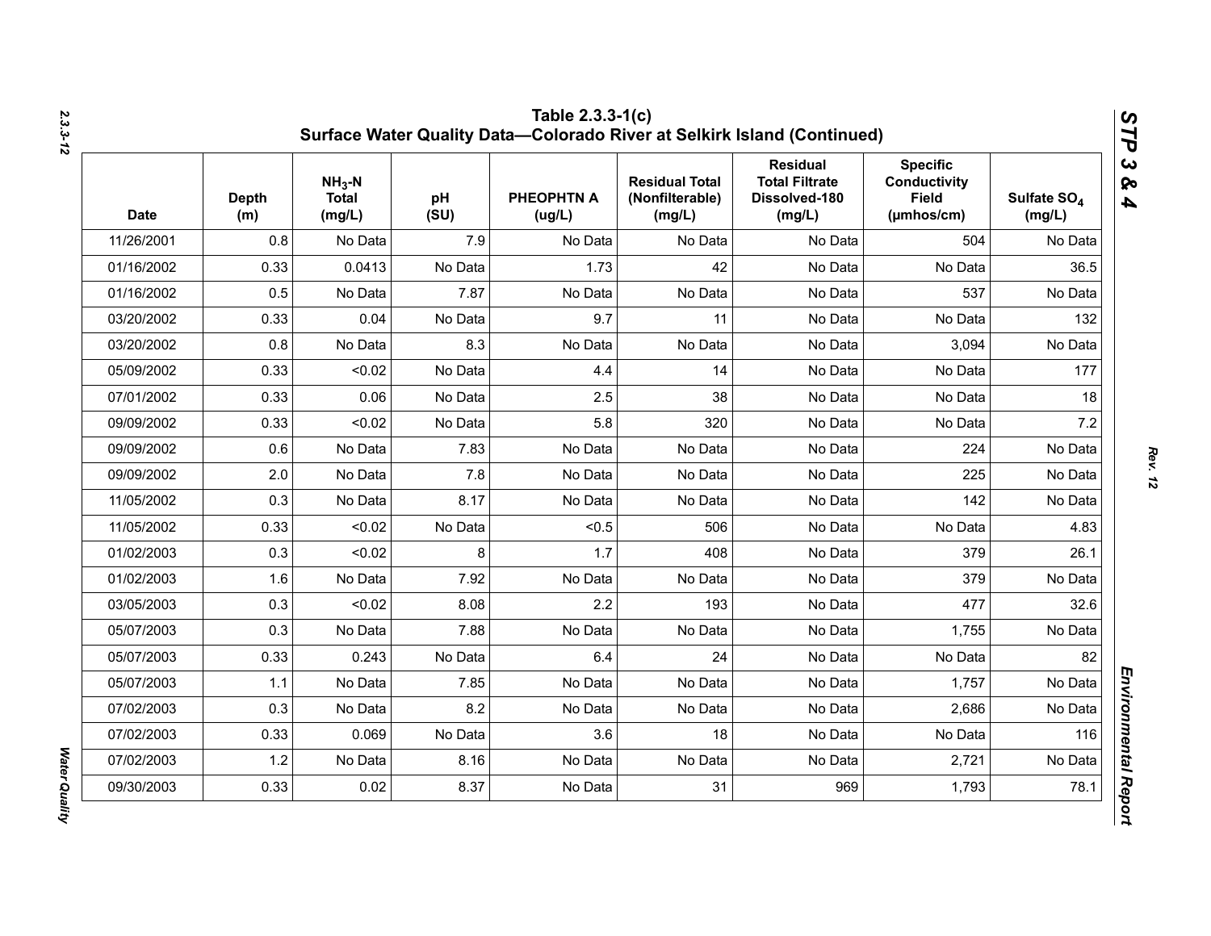# Table 2.3.3-1(c)
## Surface Water Quality Data—Colorado River at Selkirk Island (Continued)

| Date | Depth (m) | $NH_3$-N Total (mg/L) | pH (SU) | PHEOPHTN A (ug/L) | Residual Total (Nonfilterable) (mg/L) | Residual Total Filtrate Dissolved-180 (mg/L) | Specific Conductivity Field (μmhos/cm) | Sulfate $SO_4$ (mg/L) |
|---|---|---|---|---|---|---|---|---|
| 11/26/2001 | 0.8 | No Data | 7.9 | No Data | No Data | No Data | 504 | No Data |
| 01/16/2002 | 0.33 | 0.0413 | No Data | 1.73 | 42 | No Data | No Data | 36.5 |
| 01/16/2002 | 0.5 | No Data | 7.87 | No Data | No Data | No Data | 537 | No Data |
| 03/20/2002 | 0.33 | 0.04 | No Data | 9.7 | 11 | No Data | No Data | 132 |
| 03/20/2002 | 0.8 | No Data | 8.3 | No Data | No Data | No Data | 3,094 | No Data |
| 05/09/2002 | 0.33 | <0.02 | No Data | 4.4 | 14 | No Data | No Data | 177 |
| 07/01/2002 | 0.33 | 0.06 | No Data | 2.5 | 38 | No Data | No Data | 18 |
| 09/09/2002 | 0.33 | <0.02 | No Data | 5.8 | 320 | No Data | No Data | 7.2 |
| 09/09/2002 | 0.6 | No Data | 7.83 | No Data | No Data | No Data | 224 | No Data |
| 09/09/2002 | 2.0 | No Data | 7.8 | No Data | No Data | No Data | 225 | No Data |
| 11/05/2002 | 0.3 | No Data | 8.17 | No Data | No Data | No Data | 142 | No Data |
| 11/05/2002 | 0.33 | <0.02 | No Data | <0.5 | 506 | No Data | No Data | 4.83 |
| 01/02/2003 | 0.3 | <0.02 | 8 | 1.7 | 408 | No Data | 379 | 26.1 |
| 01/02/2003 | 1.6 | No Data | 7.92 | No Data | No Data | No Data | 379 | No Data |
| 03/05/2003 | 0.3 | <0.02 | 8.08 | 2.2 | 193 | No Data | 477 | 32.6 |
| 05/07/2003 | 0.3 | No Data | 7.88 | No Data | No Data | No Data | 1,755 | No Data |
| 05/07/2003 | 0.33 | 0.243 | No Data | 6.4 | 24 | No Data | No Data | 82 |
| 05/07/2003 | 1.1 | No Data | 7.85 | No Data | No Data | No Data | 1,757 | No Data |
| 07/02/2003 | 0.3 | No Data | 8.2 | No Data | No Data | No Data | 2,686 | No Data |
| 07/02/2003 | 0.33 | 0.069 | No Data | 3.6 | 18 | No Data | No Data | 116 |
| 07/02/2003 | 1.2 | No Data | 8.16 | No Data | No Data | No Data | 2,721 | No Data |
| 09/30/2003 | 0.33 | 0.02 | 8.37 | No Data | 31 | 969 | 1,793 | 78.1 |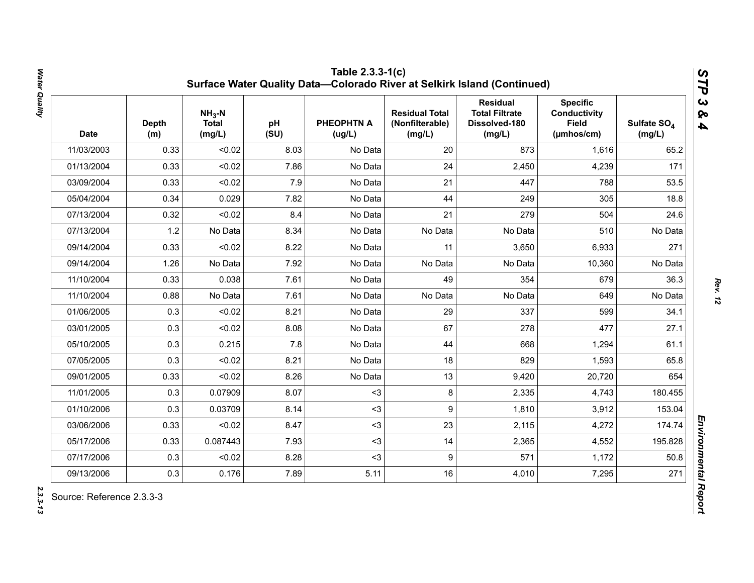**Table 2.3.3-1(c)**
**Surface Water Quality Data—Colorado River at Selkirk Island (Continued)**

| Date | Depth (m) | $NH_3$-N Total (mg/L) | pH (SU) | PHEOPHTN A (ug/L) | Residual Total (Nonfilterable) (mg/L) | Residual Total Filtrate Dissolved-180 (mg/L) | Specific Conductivity Field (µmhos/cm) | Sulfate $SO_4$ (mg/L) |
|---|---|---|---|---|---|---|---|---|
| 11/03/2003 | 0.33 | <0.02 | 8.03 | No Data | 20 | 873 | 1,616 | 65.2 |
| 01/13/2004 | 0.33 | <0.02 | 7.86 | No Data | 24 | 2,450 | 4,239 | 171 |
| 03/09/2004 | 0.33 | <0.02 | 7.9 | No Data | 21 | 447 | 788 | 53.5 |
| 05/04/2004 | 0.34 | 0.029 | 7.82 | No Data | 44 | 249 | 305 | 18.8 |
| 07/13/2004 | 0.32 | <0.02 | 8.4 | No Data | 21 | 279 | 504 | 24.6 |
| 07/13/2004 | 1.2 | No Data | 8.34 | No Data | No Data | No Data | 510 | No Data |
| 09/14/2004 | 0.33 | <0.02 | 8.22 | No Data | 11 | 3,650 | 6,933 | 271 |
| 09/14/2004 | 1.26 | No Data | 7.92 | No Data | No Data | No Data | 10,360 | No Data |
| 11/10/2004 | 0.33 | 0.038 | 7.61 | No Data | 49 | 354 | 679 | 36.3 |
| 11/10/2004 | 0.88 | No Data | 7.61 | No Data | No Data | No Data | 649 | No Data |
| 01/06/2005 | 0.3 | <0.02 | 8.21 | No Data | 29 | 337 | 599 | 34.1 |
| 03/01/2005 | 0.3 | <0.02 | 8.08 | No Data | 67 | 278 | 477 | 27.1 |
| 05/10/2005 | 0.3 | 0.215 | 7.8 | No Data | 44 | 668 | 1,294 | 61.1 |
| 07/05/2005 | 0.3 | <0.02 | 8.21 | No Data | 18 | 829 | 1,593 | 65.8 |
| 09/01/2005 | 0.33 | <0.02 | 8.26 | No Data | 13 | 9,420 | 20,720 | 654 |
| 11/01/2005 | 0.3 | 0.07909 | 8.07 | <3 | 8 | 2,335 | 4,743 | 180.455 |
| 01/10/2006 | 0.3 | 0.03709 | 8.14 | <3 | 9 | 1,810 | 3,912 | 153.04 |
| 03/06/2006 | 0.33 | <0.02 | 8.47 | <3 | 23 | 2,115 | 4,272 | 174.74 |
| 05/17/2006 | 0.33 | 0.087443 | 7.93 | <3 | 14 | 2,365 | 4,552 | 195.828 |
| 07/17/2006 | 0.3 | <0.02 | 8.28 | <3 | 9 | 571 | 1,172 | 50.8 |
| 09/13/2006 | 0.3 | 0.176 | 7.89 | 5.11 | 16 | 4,010 | 7,295 | 271 |

Source: Reference 2.3.3-3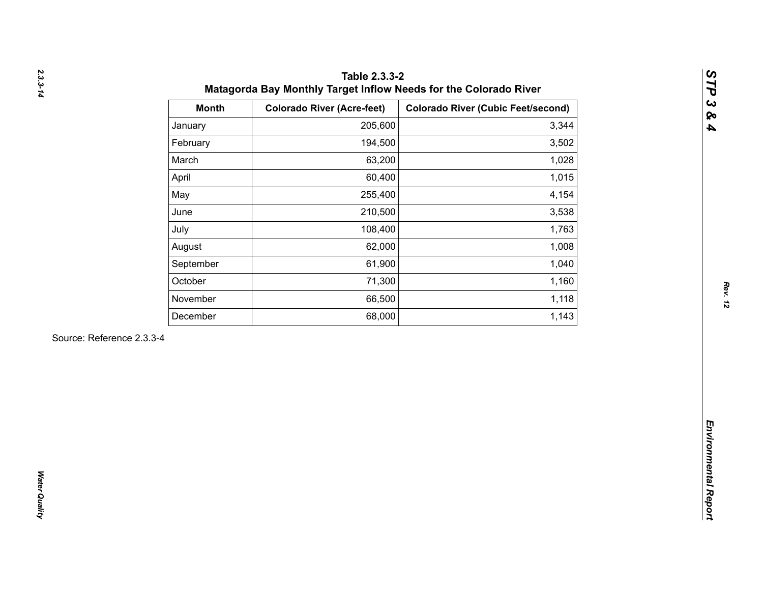**Table 2.3.3-2**
**Matagorda Bay Monthly Target Inflow Needs for the Colorado River**

| Month | Colorado River (Acre-feet) | Colorado River (Cubic Feet/second) |
|---|---|---|
| January | 205,600 | 3,344 |
| February | 194,500 | 3,502 |
| March | 63,200 | 1,028 |
| April | 60,400 | 1,015 |
| May | 255,400 | 4,154 |
| June | 210,500 | 3,538 |
| July | 108,400 | 1,763 |
| August | 62,000 | 1,008 |
| September | 61,900 | 1,040 |
| October | 71,300 | 1,160 |
| November | 66,500 | 1,118 |
| December | 68,000 | 1,143 |

Source: Reference 2.3.3-4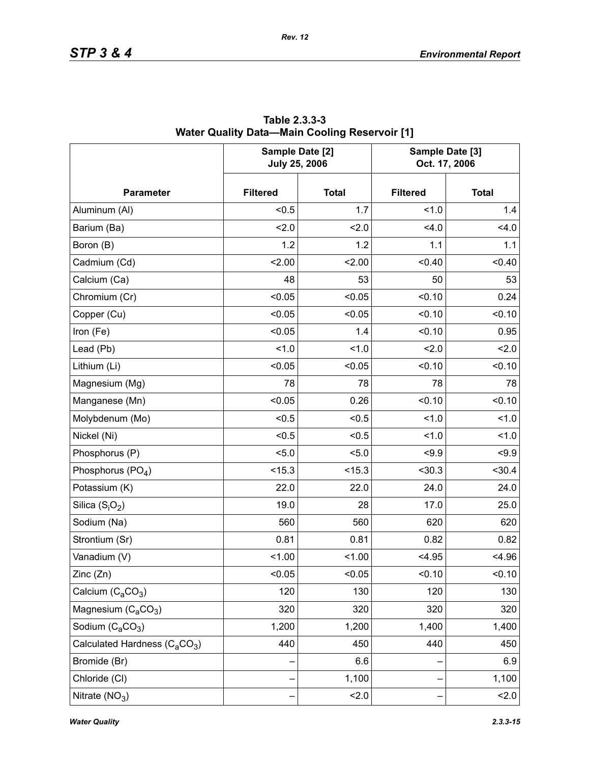**Table 2.3.3-3**
**Water Quality Data—Main Cooling Reservoir [1]**

| Parameter | Sample Date [2] July 25, 2006 | | Sample Date [3] Oct. 17, 2006 | |
|---|---|---|---|---|
| | Filtered | Total | Filtered | Total |
| Aluminum (Al) | <0.5 | 1.7 | <1.0 | 1.4 |
| Barium (Ba) | <2.0 | <2.0 | <4.0 | <4.0 |
| Boron (B) | 1.2 | 1.2 | 1.1 | 1.1 |
| Cadmium (Cd) | <2.00 | <2.00 | <0.40 | <0.40 |
| Calcium (Ca) | 48 | 53 | 50 | 53 |
| Chromium (Cr) | <0.05 | <0.05 | <0.10 | 0.24 |
| Copper (Cu) | <0.05 | <0.05 | <0.10 | <0.10 |
| Iron (Fe) | <0.05 | 1.4 | <0.10 | 0.95 |
| Lead (Pb) | <1.0 | <1.0 | <2.0 | <2.0 |
| Lithium (Li) | <0.05 | <0.05 | <0.10 | <0.10 |
| Magnesium (Mg) | 78 | 78 | 78 | 78 |
| Manganese (Mn) | <0.05 | 0.26 | <0.10 | <0.10 |
| Molybdenum (Mo) | <0.5 | <0.5 | <1.0 | <1.0 |
| Nickel (Ni) | <0.5 | <0.5 | <1.0 | <1.0 |
| Phosphorus (P) | <5.0 | <5.0 | <9.9 | <9.9 |
| Phosphorus ($PO_4$) | <15.3 | <15.3 | <30.3 | <30.4 |
| Potassium (K) | 22.0 | 22.0 | 24.0 | 24.0 |
| Silica ($S_iO_2$) | 19.0 | 28 | 17.0 | 25.0 |
| Sodium (Na) | 560 | 560 | 620 | 620 |
| Strontium (Sr) | 0.81 | 0.81 | 0.82 | 0.82 |
| Vanadium (V) | <1.00 | <1.00 | <4.95 | <4.96 |
| Zinc (Zn) | <0.05 | <0.05 | <0.10 | <0.10 |
| Calcium ($C_aCO_3$) | 120 | 130 | 120 | 130 |
| Magnesium ($C_aCO_3$) | 320 | 320 | 320 | 320 |
| Sodium ($C_aCO_3$) | 1,200 | 1,200 | 1,400 | 1,400 |
| Calculated Hardness ($C_aCO_3$) | 440 | 450 | 440 | 450 |
| Bromide (Br) | – | 6.6 | – | 6.9 |
| Chloride (Cl) | – | 1,100 | – | 1,100 |
| Nitrate ($NO_3$) | – | <2.0 | – | <2.0 |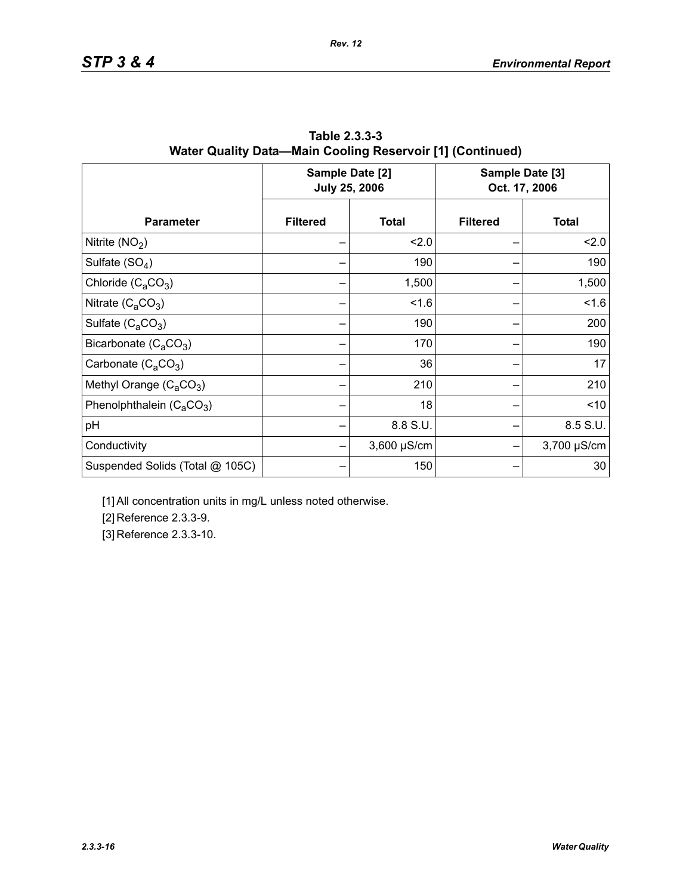**Table 2.3.3-3**
**Water Quality Data—Main Cooling Reservoir [1] (Continued)**

| | Sample Date [2] July 25, 2006 | | Sample Date [3] Oct. 17, 2006 | |
|---|---|---|---|---|
| **Parameter** | **Filtered** | **Total** | **Filtered** | **Total** |
| Nitrite ($NO_2$) | – | <2.0 | – | <2.0 |
| Sulfate ($SO_4$) | – | 190 | – | 190 |
| Chloride ($C_aCO_3$) | – | 1,500 | – | 1,500 |
| Nitrate ($C_aCO_3$) | – | <1.6 | – | <1.6 |
| Sulfate ($C_aCO_3$) | – | 190 | – | 200 |
| Bicarbonate ($C_aCO_3$) | – | 170 | – | 190 |
| Carbonate ($C_aCO_3$) | – | 36 | – | 17 |
| Methyl Orange ($C_aCO_3$) | – | 210 | – | 210 |
| Phenolphthalein ($C_aCO_3$) | – | 18 | – | <10 |
| pH | – | 8.8 S.U. | – | 8.5 S.U. |
| Conductivity | – | 3,600 µS/cm | – | 3,700 µS/cm |
| Suspended Solids (Total @ 105C) | – | 150 | – | 30 |

[1] All concentration units in mg/L unless noted otherwise.

[2] Reference 2.3.3-9.

[3] Reference 2.3.3-10.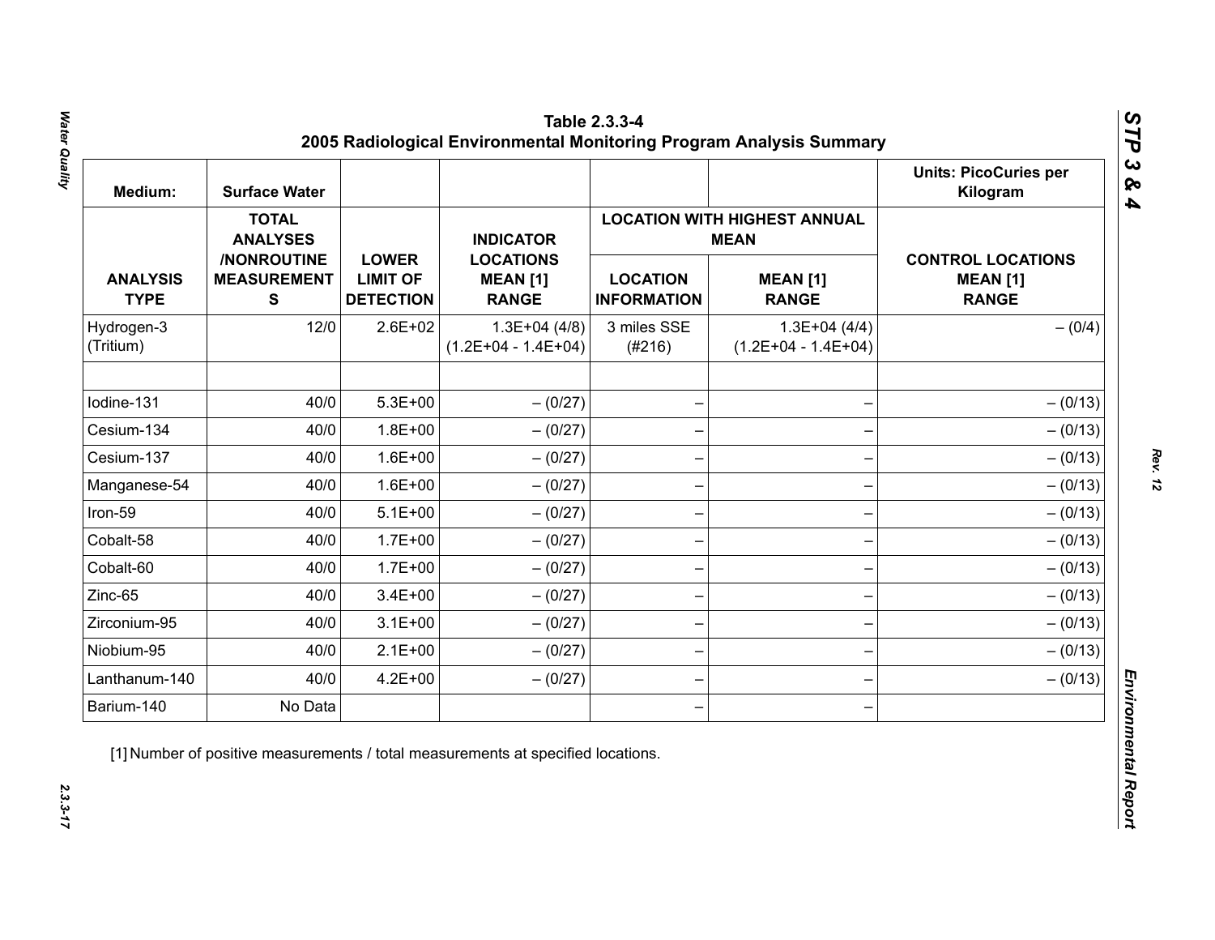**Table 2.3.3-4**
**2005 Radiological Environmental Monitoring Program Analysis Summary**

| Medium: | Surface Water | | | | | Units: PicoCuries per Kilogram |
|---|---|---|---|---|---|---|
| | | | | LOCATION WITH HIGHEST ANNUAL MEAN | | |
| ANALYSIS TYPE | TOTAL ANALYSES /NONROUTINE MEASUREMENTS | LOWER LIMIT OF DETECTION | INDICATOR LOCATIONS MEAN [1] RANGE | LOCATION INFORMATION | MEAN [1] RANGE | CONTROL LOCATIONS MEAN [1] RANGE |
| Hydrogen-3 (Tritium) | 12/0 | 2.6E+02 | 1.3E+04 (4/8) (1.2E+04 - 1.4E+04) | 3 miles SSE (#216) | 1.3E+04 (4/4) (1.2E+04 - 1.4E+04) | – (0/4) |
| | | | | | | |
| Iodine-131 | 40/0 | 5.3E+00 | – (0/27) | – | – | – (0/13) |
| Cesium-134 | 40/0 | 1.8E+00 | – (0/27) | – | – | – (0/13) |
| Cesium-137 | 40/0 | 1.6E+00 | – (0/27) | – | – | – (0/13) |
| Manganese-54 | 40/0 | 1.6E+00 | – (0/27) | – | – | – (0/13) |
| Iron-59 | 40/0 | 5.1E+00 | – (0/27) | – | – | – (0/13) |
| Cobalt-58 | 40/0 | 1.7E+00 | – (0/27) | – | – | – (0/13) |
| Cobalt-60 | 40/0 | 1.7E+00 | – (0/27) | – | – | – (0/13) |
| Zinc-65 | 40/0 | 3.4E+00 | – (0/27) | – | – | – (0/13) |
| Zirconium-95 | 40/0 | 3.1E+00 | – (0/27) | – | – | – (0/13) |
| Niobium-95 | 40/0 | 2.1E+00 | – (0/27) | – | – | – (0/13) |
| Lanthanum-140 | 40/0 | 4.2E+00 | – (0/27) | – | – | – (0/13) |
| Barium-140 | No Data | | | – | – | |

[1] Number of positive measurements / total measurements at specified locations.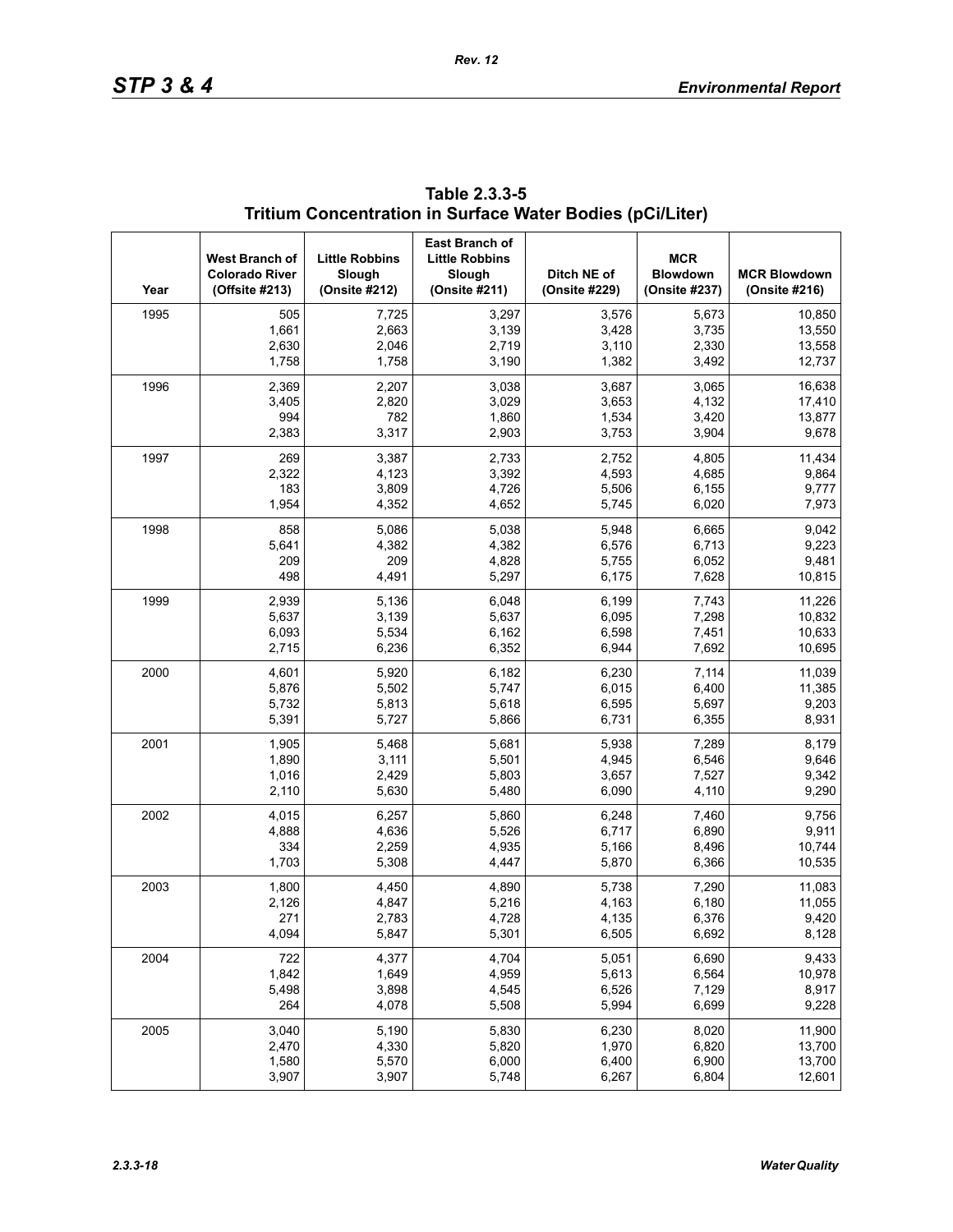**Table 2.3.3-5**
**Tritium Concentration in Surface Water Bodies (pCi/Liter)**

| Year | West Branch of Colorado River (Offsite #213) | Little Robbins Slough (Onsite #212) | East Branch of Little Robbins Slough (Onsite #211) | Ditch NE of (Onsite #229) | MCR Blowdown (Onsite #237) | MCR Blowdown (Onsite #216) |
|---|---|---|---|---|---|---|
| 1995 | 505 | 7,725 | 3,297 | 3,576 | 5,673 | 10,850 |
| | 1,661 | 2,663 | 3,139 | 3,428 | 3,735 | 13,550 |
| | 2,630 | 2,046 | 2,719 | 3,110 | 2,330 | 13,558 |
| | 1,758 | 1,758 | 3,190 | 1,382 | 3,492 | 12,737 |
| 1996 | 2,369 | 2,207 | 3,038 | 3,687 | 3,065 | 16,638 |
| | 3,405 | 2,820 | 3,029 | 3,653 | 4,132 | 17,410 |
| | 994 | 782 | 1,860 | 1,534 | 3,420 | 13,877 |
| | 2,383 | 3,317 | 2,903 | 3,753 | 3,904 | 9,678 |
| 1997 | 269 | 3,387 | 2,733 | 2,752 | 4,805 | 11,434 |
| | 2,322 | 4,123 | 3,392 | 4,593 | 4,685 | 9,864 |
| | 183 | 3,809 | 4,726 | 5,506 | 6,155 | 9,777 |
| | 1,954 | 4,352 | 4,652 | 5,745 | 6,020 | 7,973 |
| 1998 | 858 | 5,086 | 5,038 | 5,948 | 6,665 | 9,042 |
| | 5,641 | 4,382 | 4,382 | 6,576 | 6,713 | 9,223 |
| | 209 | 209 | 4,828 | 5,755 | 6,052 | 9,481 |
| | 498 | 4,491 | 5,297 | 6,175 | 7,628 | 10,815 |
| 1999 | 2,939 | 5,136 | 6,048 | 6,199 | 7,743 | 11,226 |
| | 5,637 | 3,139 | 5,637 | 6,095 | 7,298 | 10,832 |
| | 6,093 | 5,534 | 6,162 | 6,598 | 7,451 | 10,633 |
| | 2,715 | 6,236 | 6,352 | 6,944 | 7,692 | 10,695 |
| 2000 | 4,601 | 5,920 | 6,182 | 6,230 | 7,114 | 11,039 |
| | 5,876 | 5,502 | 5,747 | 6,015 | 6,400 | 11,385 |
| | 5,732 | 5,813 | 5,618 | 6,595 | 5,697 | 9,203 |
| | 5,391 | 5,727 | 5,866 | 6,731 | 6,355 | 8,931 |
| 2001 | 1,905 | 5,468 | 5,681 | 5,938 | 7,289 | 8,179 |
| | 1,890 | 3,111 | 5,501 | 4,945 | 6,546 | 9,646 |
| | 1,016 | 2,429 | 5,803 | 3,657 | 7,527 | 9,342 |
| | 2,110 | 5,630 | 5,480 | 6,090 | 4,110 | 9,290 |
| 2002 | 4,015 | 6,257 | 5,860 | 6,248 | 7,460 | 9,756 |
| | 4,888 | 4,636 | 5,526 | 6,717 | 6,890 | 9,911 |
| | 334 | 2,259 | 4,935 | 5,166 | 8,496 | 10,744 |
| | 1,703 | 5,308 | 4,447 | 5,870 | 6,366 | 10,535 |
| 2003 | 1,800 | 4,450 | 4,890 | 5,738 | 7,290 | 11,083 |
| | 2,126 | 4,847 | 5,216 | 4,163 | 6,180 | 11,055 |
| | 271 | 2,783 | 4,728 | 4,135 | 6,376 | 9,420 |
| | 4,094 | 5,847 | 5,301 | 6,505 | 6,692 | 8,128 |
| 2004 | 722 | 4,377 | 4,704 | 5,051 | 6,690 | 9,433 |
| | 1,842 | 1,649 | 4,959 | 5,613 | 6,564 | 10,978 |
| | 5,498 | 3,898 | 4,545 | 6,526 | 7,129 | 8,917 |
| | 264 | 4,078 | 5,508 | 5,994 | 6,699 | 9,228 |
| 2005 | 3,040 | 5,190 | 5,830 | 6,230 | 8,020 | 11,900 |
| | 2,470 | 4,330 | 5,820 | 1,970 | 6,820 | 13,700 |
| | 1,580 | 5,570 | 6,000 | 6,400 | 6,900 | 13,700 |
| | 3,907 | 3,907 | 5,748 | 6,267 | 6,804 | 12,601 |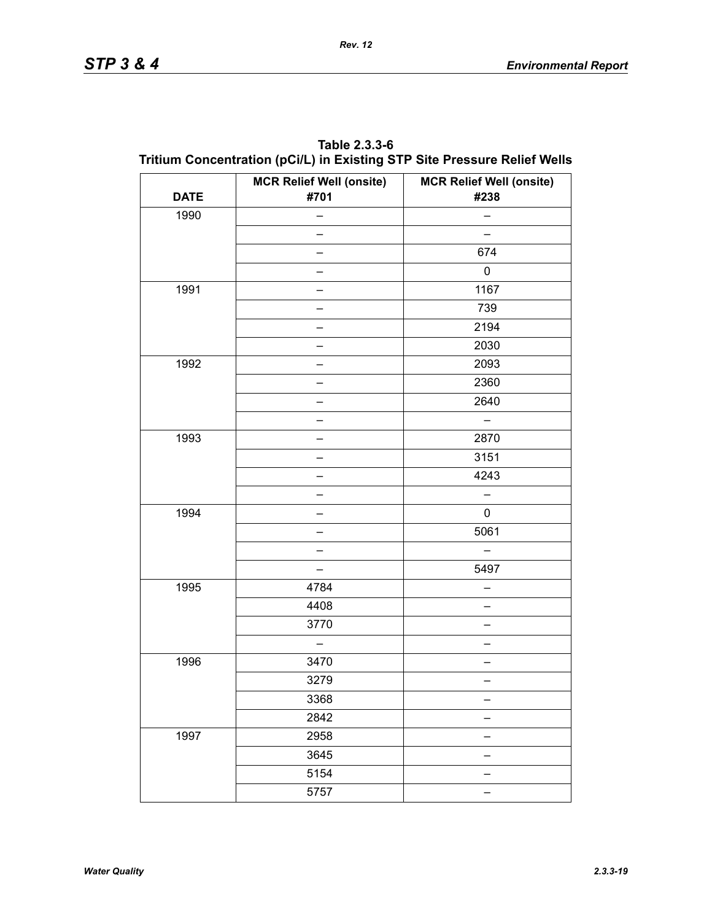**Table 2.3.3-6**
**Tritium Concentration (pCi/L) in Existing STP Site Pressure Relief Wells**

| DATE | MCR Relief Well (onsite) #701 | MCR Relief Well (onsite) #238 |
|---|---|---|
| 1990 | – | – |
| | – | – |
| | – | 674 |
| | – | 0 |
| 1991 | – | 1167 |
| | – | 739 |
| | – | 2194 |
| | – | 2030 |
| 1992 | – | 2093 |
| | – | 2360 |
| | – | 2640 |
| | – | – |
| 1993 | – | 2870 |
| | – | 3151 |
| | – | 4243 |
| | – | – |
| 1994 | – | 0 |
| | – | 5061 |
| | – | – |
| | – | 5497 |
| 1995 | 4784 | – |
| | 4408 | – |
| | 3770 | – |
| | – | – |
| 1996 | 3470 | – |
| | 3279 | – |
| | 3368 | – |
| | 2842 | – |
| 1997 | 2958 | – |
| | 3645 | – |
| | 5154 | – |
| | 5757 | – |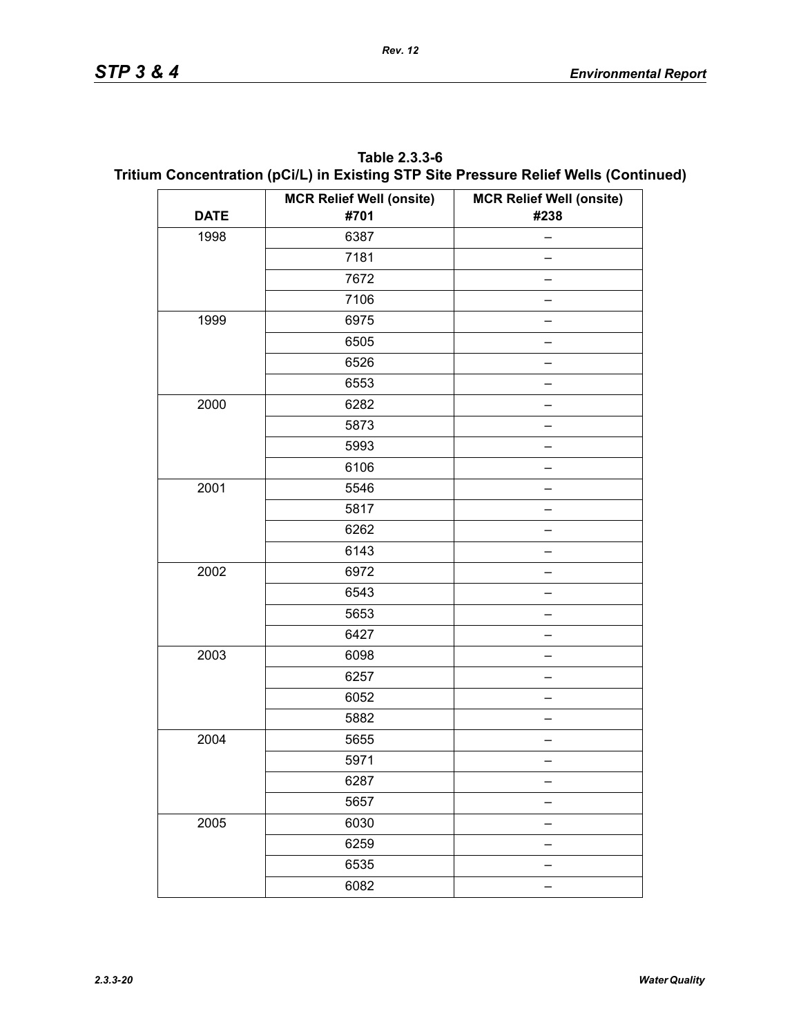**Table 2.3.3-6 Tritium Concentration (pCi/L) in Existing STP Site Pressure Relief Wells (Continued)**

| DATE | MCR Relief Well (onsite) #701 | MCR Relief Well (onsite) #238 |
|---|---|---|
| 1998 | 6387 | – |
| | 7181 | – |
| | 7672 | – |
| | 7106 | – |
| 1999 | 6975 | – |
| | 6505 | – |
| | 6526 | – |
| | 6553 | – |
| 2000 | 6282 | – |
| | 5873 | – |
| | 5993 | – |
| | 6106 | – |
| 2001 | 5546 | – |
| | 5817 | – |
| | 6262 | – |
| | 6143 | – |
| 2002 | 6972 | – |
| | 6543 | – |
| | 5653 | – |
| | 6427 | – |
| 2003 | 6098 | – |
| | 6257 | – |
| | 6052 | – |
| | 5882 | – |
| 2004 | 5655 | – |
| | 5971 | – |
| | 6287 | – |
| | 5657 | – |
| 2005 | 6030 | – |
| | 6259 | – |
| | 6535 | – |
| | 6082 | – |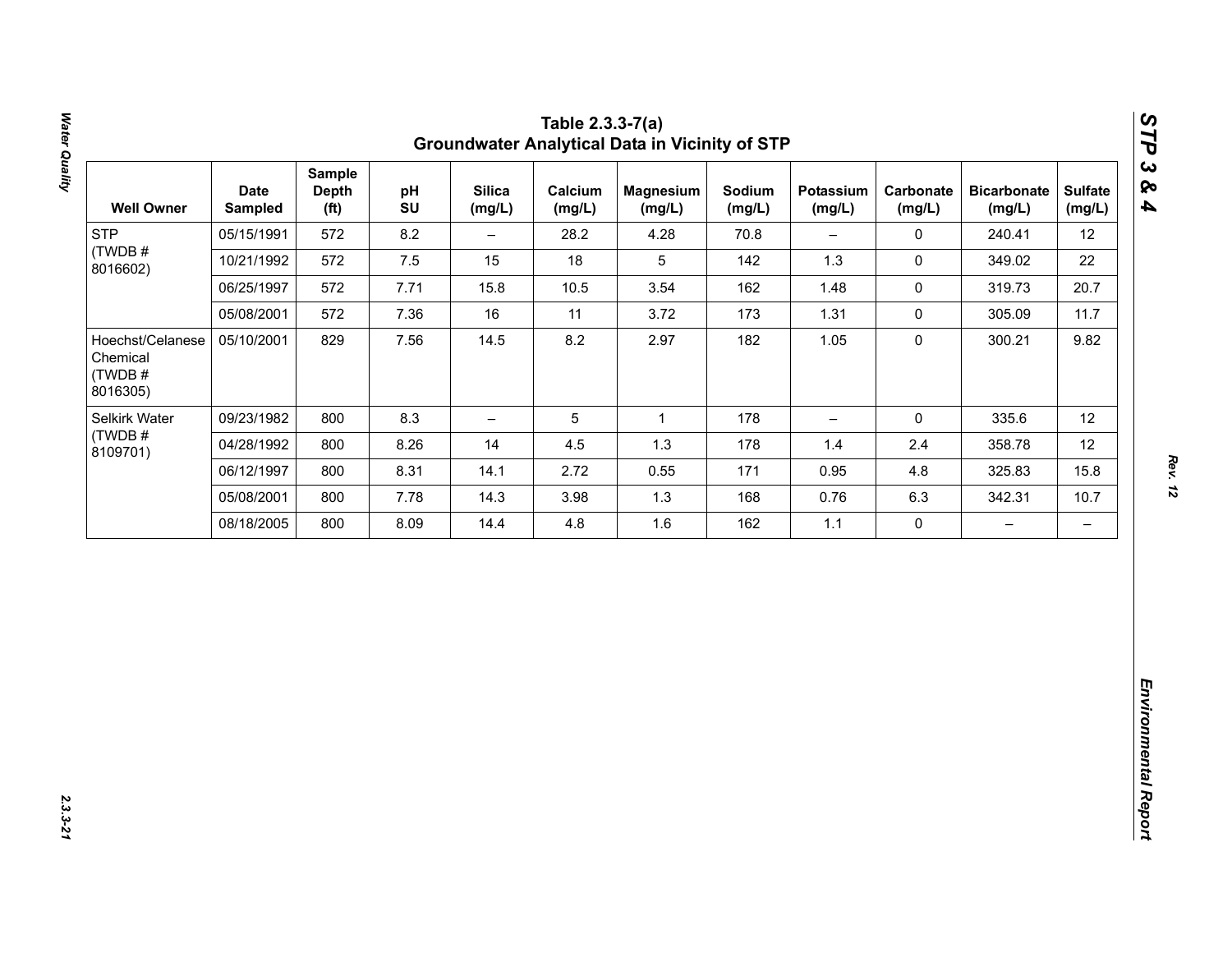## Table 2.3.3-7(a)
## Groundwater Analytical Data in Vicinity of STP

| Well Owner | Date Sampled | Sample Depth (ft) | pH SU | Silica (mg/L) | Calcium (mg/L) | Magnesium (mg/L) | Sodium (mg/L) | Potassium (mg/L) | Carbonate (mg/L) | Bicarbonate (mg/L) | Sulfate (mg/L) |
|---|---|---|---|---|---|---|---|---|---|---|---|
| STP (TWDB # 8016602) | 05/15/1991 | 572 | 8.2 | – | 28.2 | 4.28 | 70.8 | – | 0 | 240.41 | 12 |
| | 10/21/1992 | 572 | 7.5 | 15 | 18 | 5 | 142 | 1.3 | 0 | 349.02 | 22 |
| | 06/25/1997 | 572 | 7.71 | 15.8 | 10.5 | 3.54 | 162 | 1.48 | 0 | 319.73 | 20.7 |
| | 05/08/2001 | 572 | 7.36 | 16 | 11 | 3.72 | 173 | 1.31 | 0 | 305.09 | 11.7 |
| Hoechst/Celanese Chemical (TWDB # 8016305) | 05/10/2001 | 829 | 7.56 | 14.5 | 8.2 | 2.97 | 182 | 1.05 | 0 | 300.21 | 9.82 |
| Selkirk Water (TWDB # 8109701) | 09/23/1982 | 800 | 8.3 | – | 5 | 1 | 178 | – | 0 | 335.6 | 12 |
| | 04/28/1992 | 800 | 8.26 | 14 | 4.5 | 1.3 | 178 | 1.4 | 2.4 | 358.78 | 12 |
| | 06/12/1997 | 800 | 8.31 | 14.1 | 2.72 | 0.55 | 171 | 0.95 | 4.8 | 325.83 | 15.8 |
| | 05/08/2001 | 800 | 7.78 | 14.3 | 3.98 | 1.3 | 168 | 0.76 | 6.3 | 342.31 | 10.7 |
| | 08/18/2005 | 800 | 8.09 | 14.4 | 4.8 | 1.6 | 162 | 1.1 | 0 | – | – |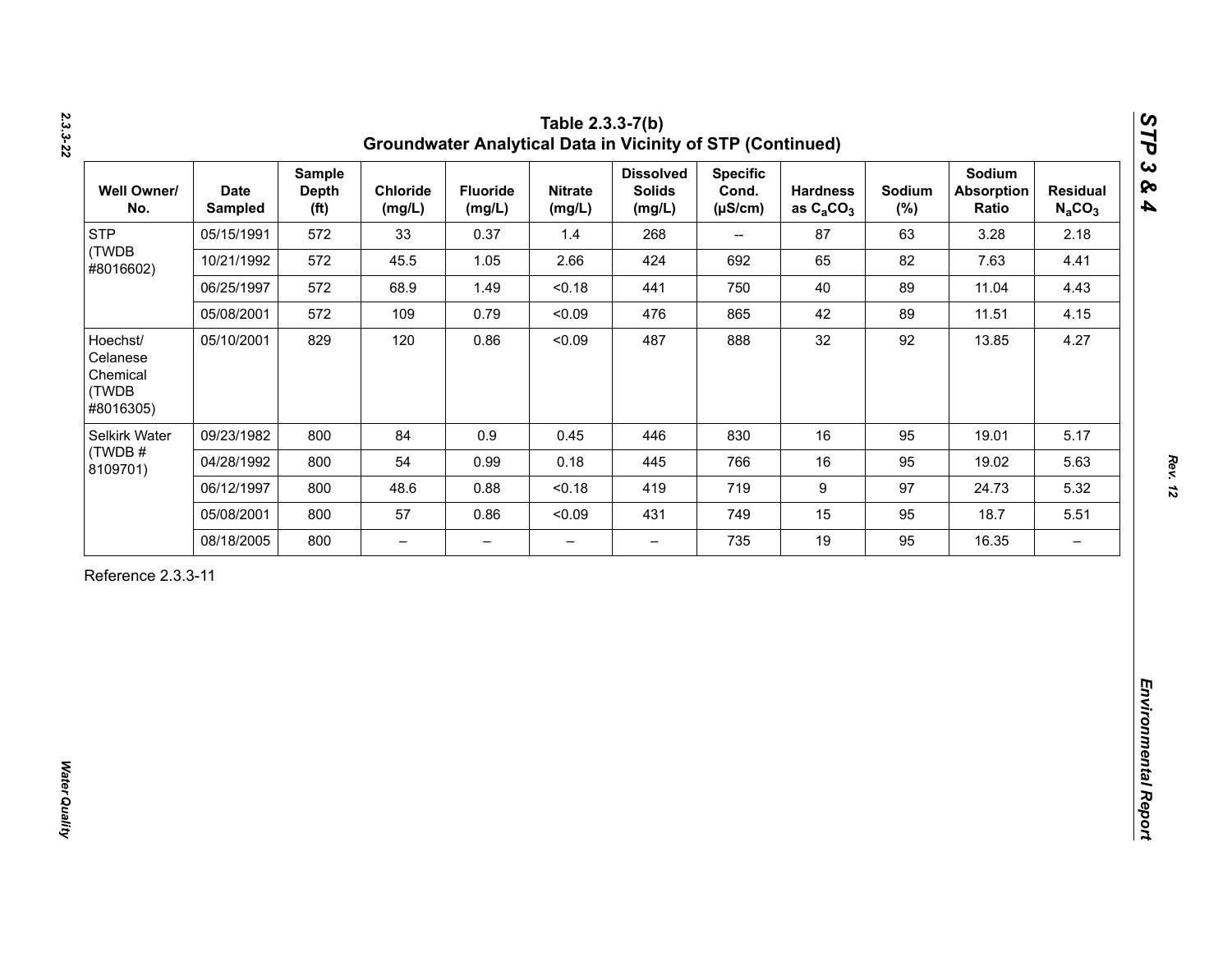## Table 2.3.3-7(b) Groundwater Analytical Data in Vicinity of STP (Continued)

| Well Owner/ No. | Date Sampled | Sample Depth (ft) | Chloride (mg/L) | Fluoride (mg/L) | Nitrate (mg/L) | Dissolved Solids (mg/L) | Specific Cond. (µS/cm) | Hardness as $C_aCO_3$ | Sodium (%) | Sodium Absorption Ratio | Residual $N_aCO_3$ |
|---|---|---|---|---|---|---|---|---|---|---|---|
| STP (TWDB #8016602) | 05/15/1991 | 572 | 33 | 0.37 | 1.4 | 268 | -- | 87 | 63 | 3.28 | 2.18 |
| | 10/21/1992 | 572 | 45.5 | 1.05 | 2.66 | 424 | 692 | 65 | 82 | 7.63 | 4.41 |
| | 06/25/1997 | 572 | 68.9 | 1.49 | <0.18 | 441 | 750 | 40 | 89 | 11.04 | 4.43 |
| | 05/08/2001 | 572 | 109 | 0.79 | <0.09 | 476 | 865 | 42 | 89 | 11.51 | 4.15 |
| Hoechst/ Celanese Chemical (TWDB #8016305) | 05/10/2001 | 829 | 120 | 0.86 | <0.09 | 487 | 888 | 32 | 92 | 13.85 | 4.27 |
| Selkirk Water (TWDB # 8109701) | 09/23/1982 | 800 | 84 | 0.9 | 0.45 | 446 | 830 | 16 | 95 | 19.01 | 5.17 |
| | 04/28/1992 | 800 | 54 | 0.99 | 0.18 | 445 | 766 | 16 | 95 | 19.02 | 5.63 |
| | 06/12/1997 | 800 | 48.6 | 0.88 | <0.18 | 419 | 719 | 9 | 97 | 24.73 | 5.32 |
| | 05/08/2001 | 800 | 57 | 0.86 | <0.09 | 431 | 749 | 15 | 95 | 18.7 | 5.51 |
| | 08/18/2005 | 800 | – | – | – | – | 735 | 19 | 95 | 16.35 | – |

Reference 2.3.3-11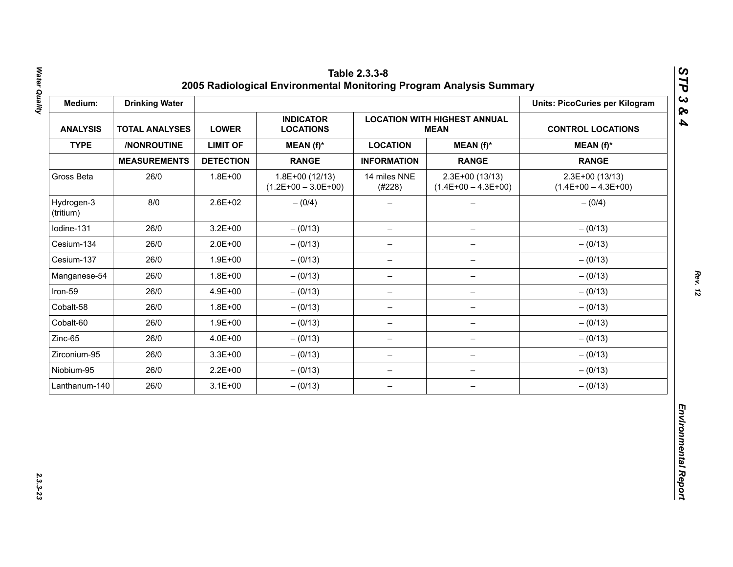# Table 2.3.3-8
## 2005 Radiological Environmental Monitoring Program Analysis Summary

| Medium: | Drinking Water | | | | | Units: PicoCuries per Kilogram |
|---|---|---|---|---|---|---|
| ANALYSIS | TOTAL ANALYSES | LOWER | INDICATOR LOCATIONS | LOCATION WITH HIGHEST ANNUAL MEAN | | CONTROL LOCATIONS |
| TYPE | /NONROUTINE | LIMIT OF | MEAN (f)* | LOCATION | MEAN (f)* | MEAN (f)* |
| | MEASUREMENTS | DETECTION | RANGE | INFORMATION | RANGE | RANGE |
| Gross Beta | 26/0 | 1.8E+00 | 1.8E+00 (12/13) (1.2E+00 – 3.0E+00) | 14 miles NNE (#228) | 2.3E+00 (13/13) (1.4E+00 – 4.3E+00) | 2.3E+00 (13/13) (1.4E+00 – 4.3E+00) |
| Hydrogen-3 (tritium) | 8/0 | 2.6E+02 | – (0/4) | – | – | – (0/4) |
| Iodine-131 | 26/0 | 3.2E+00 | – (0/13) | – | – | – (0/13) |
| Cesium-134 | 26/0 | 2.0E+00 | – (0/13) | – | – | – (0/13) |
| Cesium-137 | 26/0 | 1.9E+00 | – (0/13) | – | – | – (0/13) |
| Manganese-54 | 26/0 | 1.8E+00 | – (0/13) | – | – | – (0/13) |
| Iron-59 | 26/0 | 4.9E+00 | – (0/13) | – | – | – (0/13) |
| Cobalt-58 | 26/0 | 1.8E+00 | – (0/13) | – | – | – (0/13) |
| Cobalt-60 | 26/0 | 1.9E+00 | – (0/13) | – | – | – (0/13) |
| Zinc-65 | 26/0 | 4.0E+00 | – (0/13) | – | – | – (0/13) |
| Zirconium-95 | 26/0 | 3.3E+00 | – (0/13) | – | – | – (0/13) |
| Niobium-95 | 26/0 | 2.2E+00 | – (0/13) | – | – | – (0/13) |
| Lanthanum-140 | 26/0 | 3.1E+00 | – (0/13) | – | – | – (0/13) |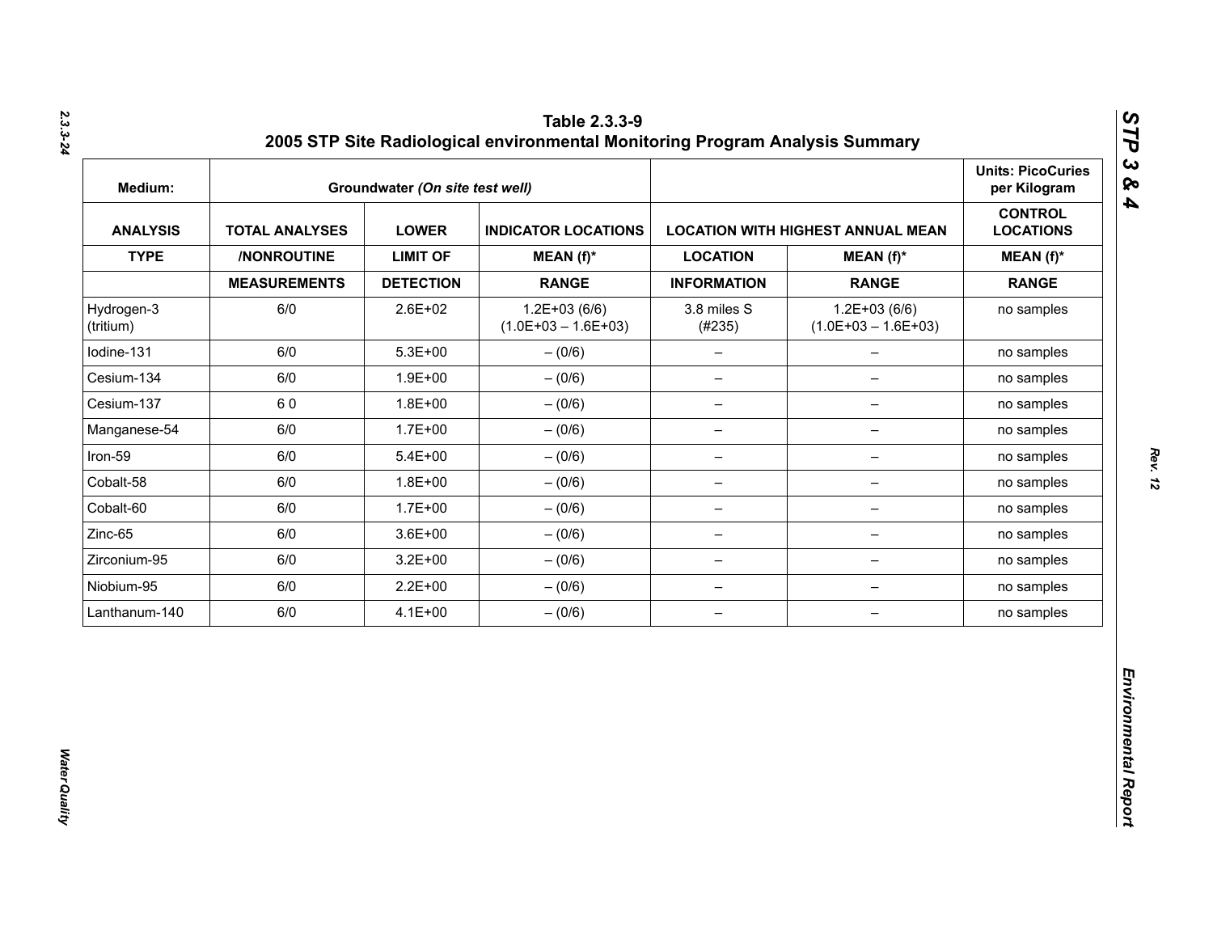## Table 2.3.3-9
## 2005 STP Site Radiological environmental Monitoring Program Analysis Summary

| Medium: | Groundwater *(On site test well)* | | | | | Units: PicoCuries per Kilogram |
|---|---|---|---|---|---|---|
| **ANALYSIS** | **TOTAL ANALYSES** | **LOWER** | **INDICATOR LOCATIONS** | **LOCATION WITH HIGHEST ANNUAL MEAN** | | **CONTROL LOCATIONS** |
| **TYPE** | **/NONROUTINE** | **LIMIT OF** | **MEAN (f)*** | **LOCATION** | **MEAN (f)*** | **MEAN (f)*** |
| | **MEASUREMENTS** | **DETECTION** | **RANGE** | **INFORMATION** | **RANGE** | **RANGE** |
| Hydrogen-3 (tritium) | 6/0 | 2.6E+02 | 1.2E+03 (6/6) (1.0E+03 – 1.6E+03) | 3.8 miles S (#235) | 1.2E+03 (6/6) (1.0E+03 – 1.6E+03) | no samples |
| Iodine-131 | 6/0 | 5.3E+00 | – (0/6) | – | – | no samples |
| Cesium-134 | 6/0 | 1.9E+00 | – (0/6) | – | – | no samples |
| Cesium-137 | 6 0 | 1.8E+00 | – (0/6) | – | – | no samples |
| Manganese-54 | 6/0 | 1.7E+00 | – (0/6) | – | – | no samples |
| Iron-59 | 6/0 | 5.4E+00 | – (0/6) | – | – | no samples |
| Cobalt-58 | 6/0 | 1.8E+00 | – (0/6) | – | – | no samples |
| Cobalt-60 | 6/0 | 1.7E+00 | – (0/6) | – | – | no samples |
| Zinc-65 | 6/0 | 3.6E+00 | – (0/6) | – | – | no samples |
| Zirconium-95 | 6/0 | 3.2E+00 | – (0/6) | – | – | no samples |
| Niobium-95 | 6/0 | 2.2E+00 | – (0/6) | – | – | no samples |
| Lanthanum-140 | 6/0 | 4.1E+00 | – (0/6) | – | – | no samples |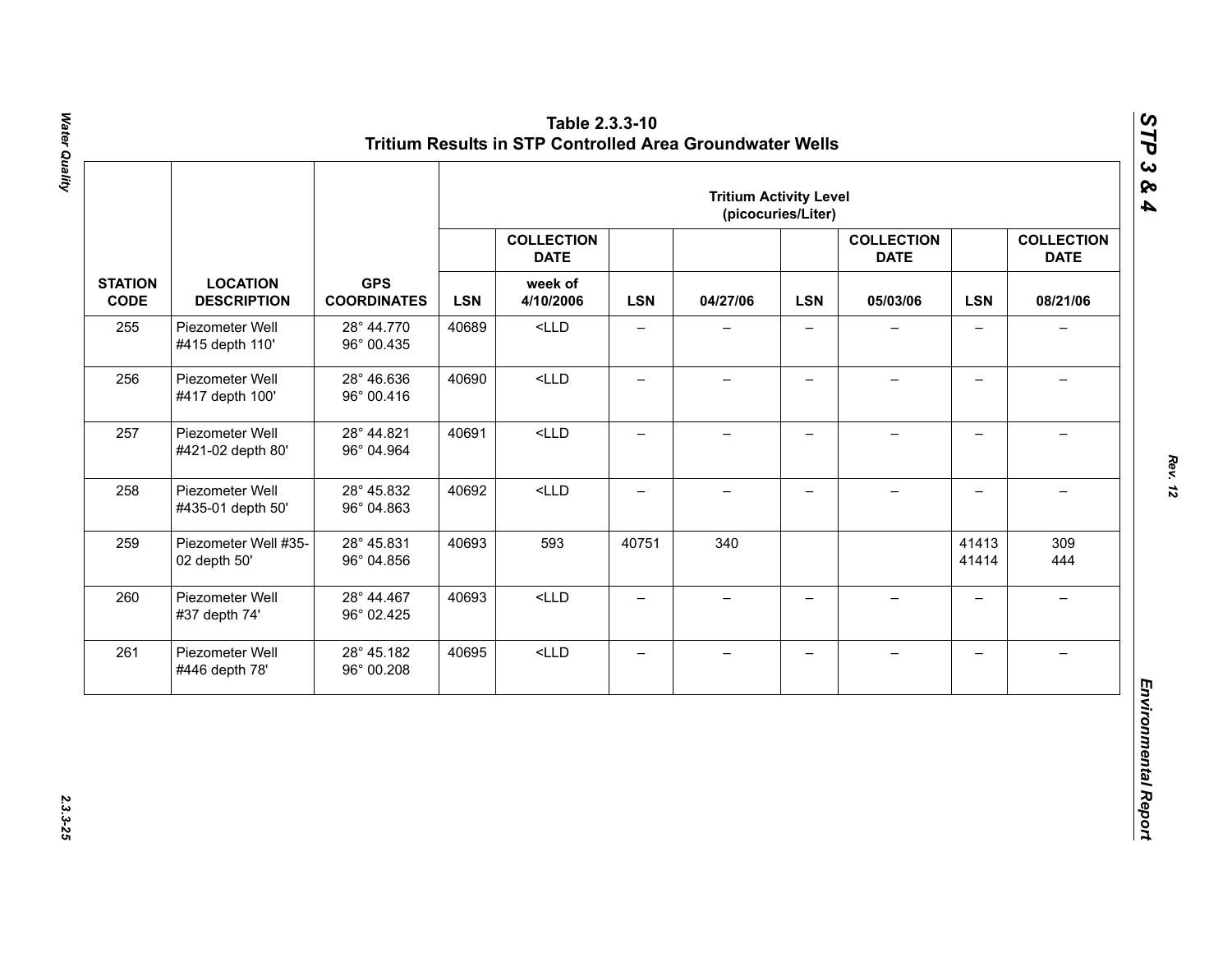## Table 2.3.3-10
## Tritium Results in STP Controlled Area Groundwater Wells

| STATION CODE | LOCATION DESCRIPTION | GPS COORDINATES | Tritium Activity Level (picocuries/Liter) | | | | | | | |
|---|---|---|---|---|---|---|---|---|---|---|
| | | | | COLLECTION DATE | | | | COLLECTION DATE | | COLLECTION DATE |
| | | | LSN | week of 4/10/2006 | LSN | 04/27/06 | LSN | 05/03/06 | LSN | 08/21/06 |
| 255 | Piezometer Well #415 depth 110' | 28° 44.770 96° 00.435 | 40689 | <LLD | – | – | – | – | – | – |
| 256 | Piezometer Well #417 depth 100' | 28° 46.636 96° 00.416 | 40690 | <LLD | – | – | – | – | – | – |
| 257 | Piezometer Well #421-02 depth 80' | 28° 44.821 96° 04.964 | 40691 | <LLD | – | – | – | – | – | – |
| 258 | Piezometer Well #435-01 depth 50' | 28° 45.832 96° 04.863 | 40692 | <LLD | – | – | – | – | – | – |
| 259 | Piezometer Well #35-02 depth 50' | 28° 45.831 96° 04.856 | 40693 | 593 | 40751 | 340 | | | 41413 41414 | 309 444 |
| 260 | Piezometer Well #37 depth 74' | 28° 44.467 96° 02.425 | 40693 | <LLD | – | – | – | – | – | – |
| 261 | Piezometer Well #446 depth 78' | 28° 45.182 96° 00.208 | 40695 | <LLD | – | – | – | – | – | – |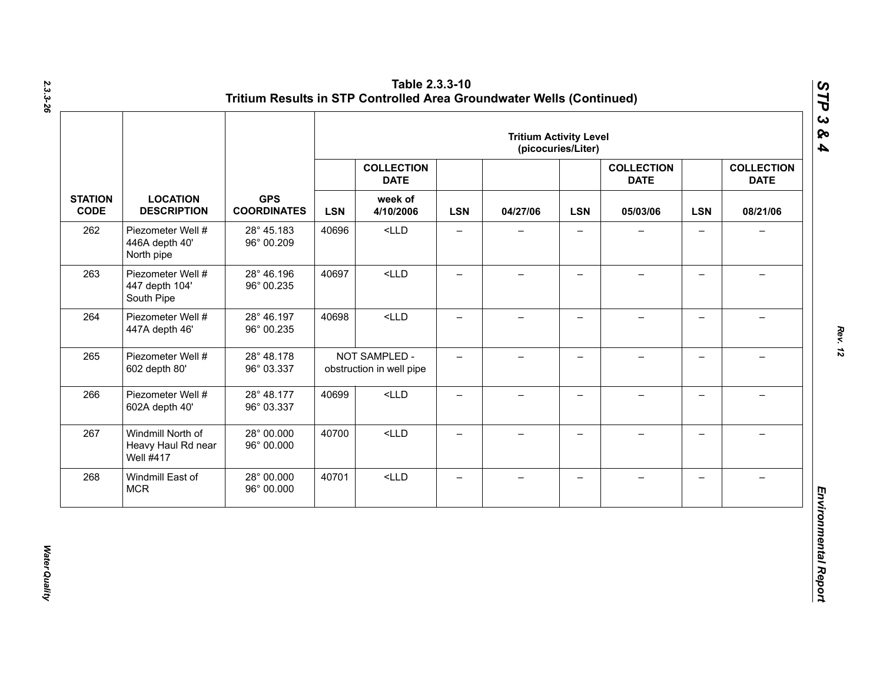# Table 2.3.3-10
## Tritium Results in STP Controlled Area Groundwater Wells (Continued)

| STATION CODE | LOCATION DESCRIPTION | GPS COORDINATES | Tritium Activity Level (picocuries/Liter) | | | | | | | |
|---|---|---|---|---|---|---|---|---|---|---|
| | | | | COLLECTION DATE | | | | COLLECTION DATE | | COLLECTION DATE |
| | | | LSN | week of 4/10/2006 | LSN | 04/27/06 | LSN | 05/03/06 | LSN | 08/21/06 |
| 262 | Piezometer Well # 446A depth 40' North pipe | 28° 45.183 96° 00.209 | 40696 | <LLD | – | – | – | – | – | – |
| 263 | Piezometer Well # 447 depth 104' South Pipe | 28° 46.196 96° 00.235 | 40697 | <LLD | – | – | – | – | – | – |
| 264 | Piezometer Well # 447A depth 46' | 28° 46.197 96° 00.235 | 40698 | <LLD | – | – | – | – | – | – |
| 265 | Piezometer Well # 602 depth 80' | 28° 48.178 96° 03.337 | NOT SAMPLED - obstruction in well pipe | | – | – | – | – | – | – |
| 266 | Piezometer Well # 602A depth 40' | 28° 48.177 96° 03.337 | 40699 | <LLD | – | – | – | – | – | – |
| 267 | Windmill North of Heavy Haul Rd near Well #417 | 28° 00.000 96° 00.000 | 40700 | <LLD | – | – | – | – | – | – |
| 268 | Windmill East of MCR | 28° 00.000 96° 00.000 | 40701 | <LLD | – | – | – | – | – | – |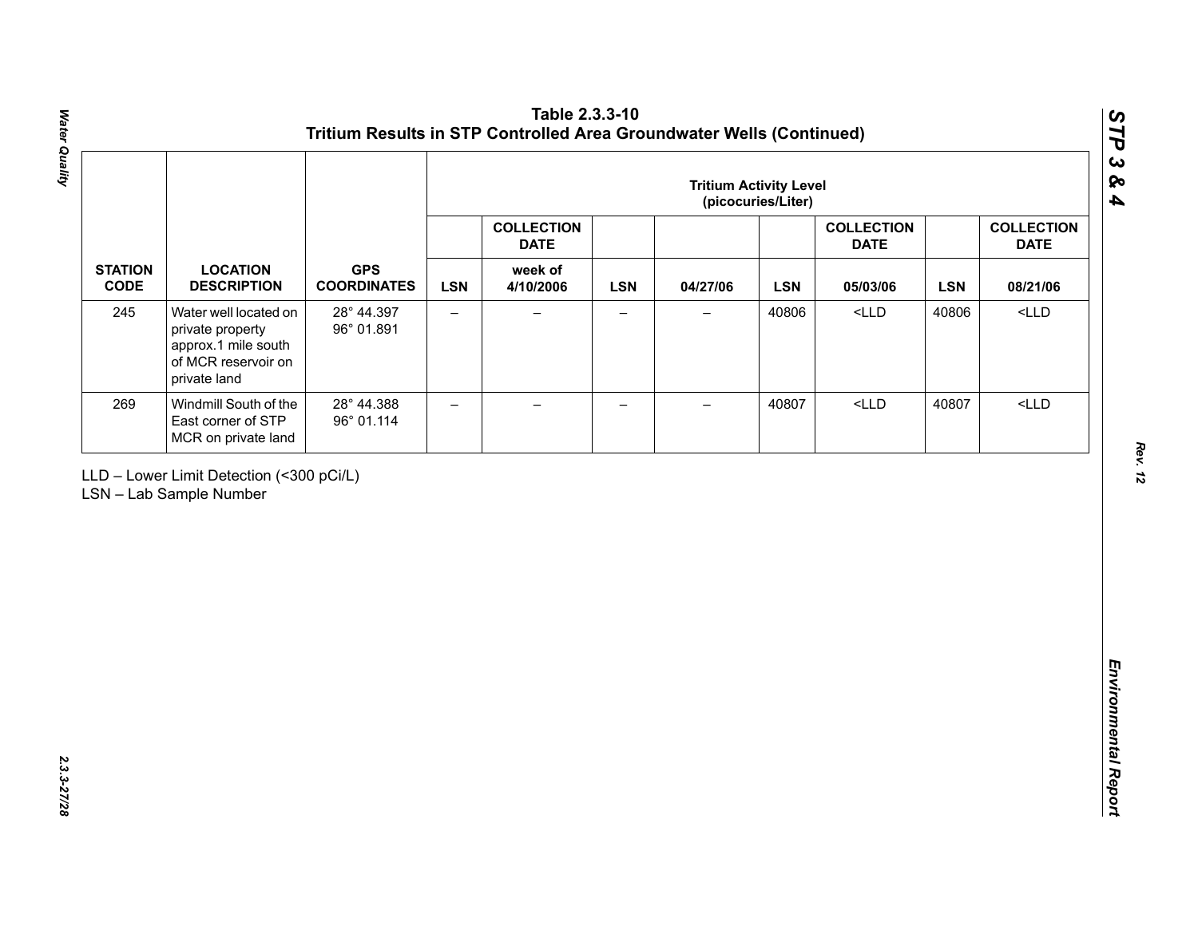## Table 2.3.3-10
## Tritium Results in STP Controlled Area Groundwater Wells (Continued)

| STATION CODE | LOCATION DESCRIPTION | GPS COORDINATES | Tritium Activity Level (picocuries/Liter) | | | | | | | |
|---|---|---|---|---|---|---|---|---|---|---|
| | | | | COLLECTION DATE | | | | COLLECTION DATE | | COLLECTION DATE |
| | | | LSN | week of 4/10/2006 | LSN | 04/27/06 | LSN | 05/03/06 | LSN | 08/21/06 |
| 245 | Water well located on private property approx.1 mile south of MCR reservoir on private land | 28° 44.397 96° 01.891 | – | – | – | – | 40806 | <LLD | 40806 | <LLD |
| 269 | Windmill South of the East corner of STP MCR on private land | 28° 44.388 96° 01.114 | – | – | – | – | 40807 | <LLD | 40807 | <LLD |

LLD – Lower Limit Detection (<300 pCi/L)
LSN – Lab Sample Number